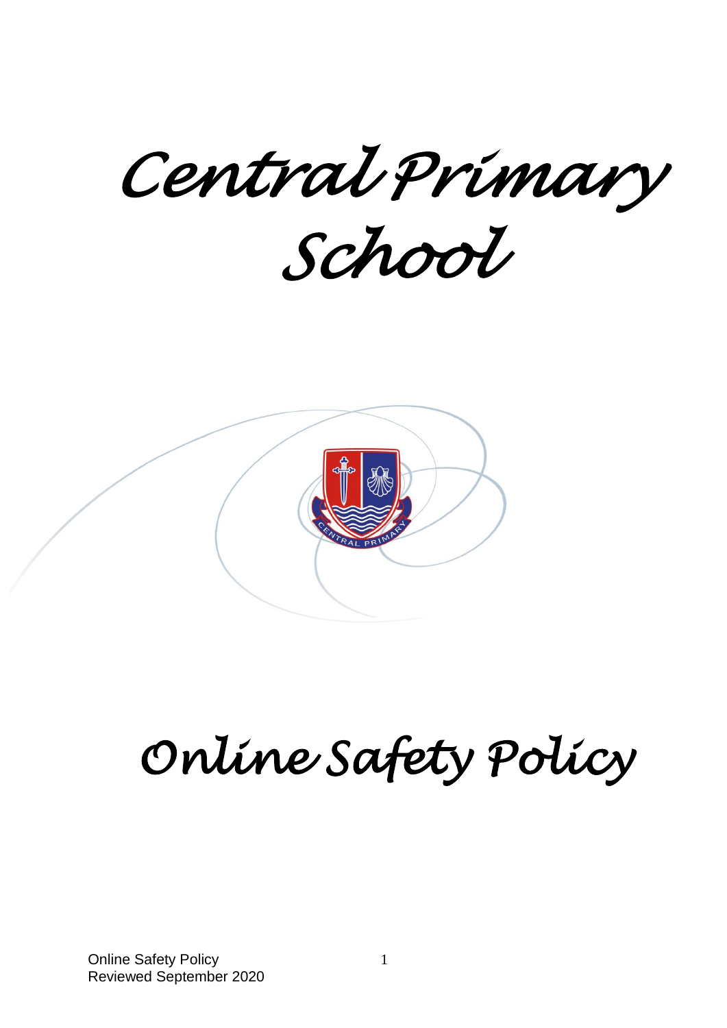# Central Primary School

# Online Safety Policy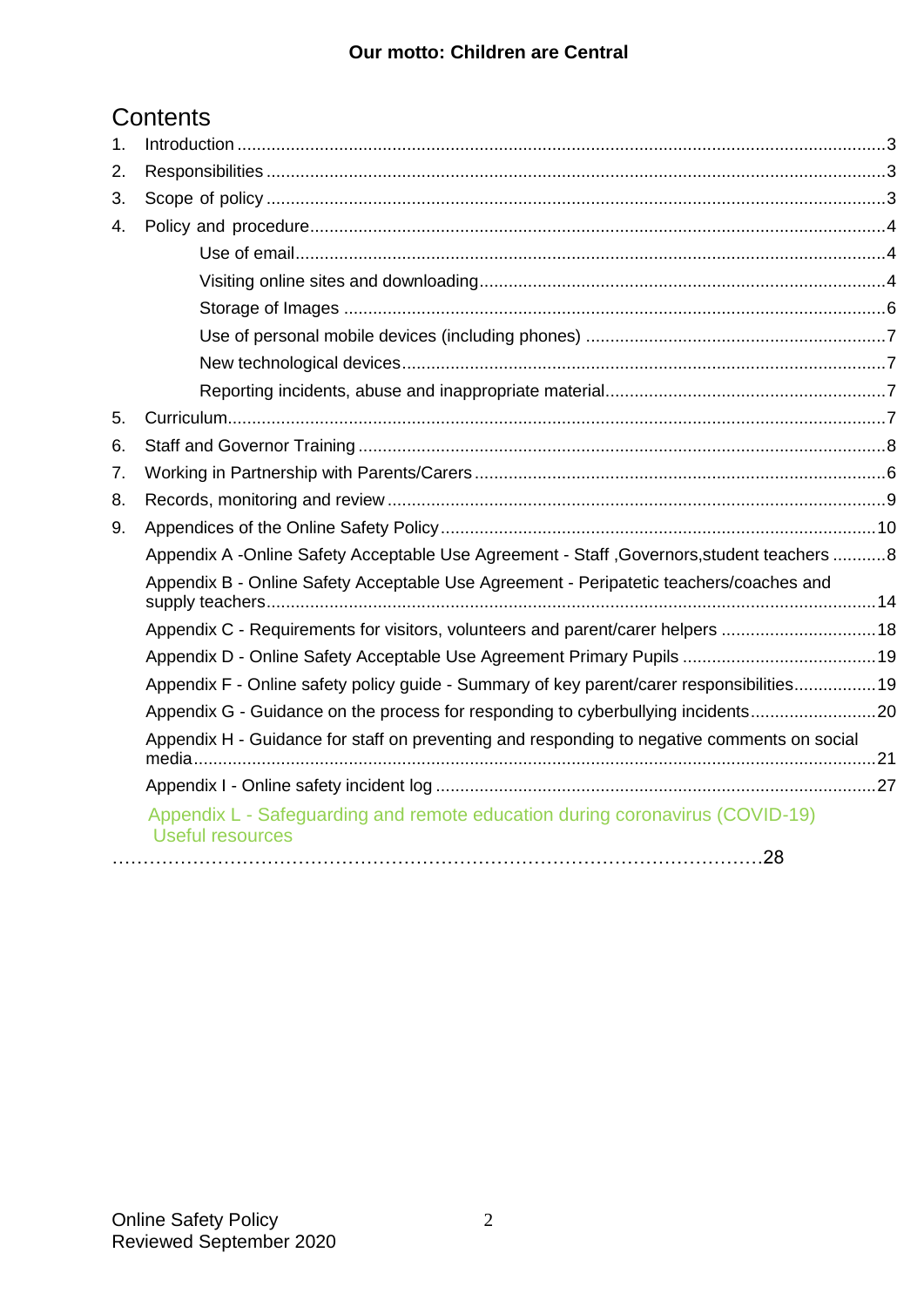**Our motto: Children are Central**

# Contents

1. Introduction ..... 3
2. Responsibilities ..... 3
3. Scope of policy ..... 3
4. Policy and procedure ..... 4
   - Use of email ..... 4
   - Visiting online sites and downloading ..... 4
   - Storage of Images ..... 6
   - Use of personal mobile devices (including phones) ..... 7
   - New technological devices ..... 7
   - Reporting incidents, abuse and inappropriate material ..... 7
5. Curriculum ..... 7
6. Staff and Governor Training ..... 8
7. Working in Partnership with Parents/Carers ..... 6
8. Records, monitoring and review ..... 9
9. Appendices of the Online Safety Policy ..... 10

Appendix A -Online Safety Acceptable Use Agreement - Staff ,Governors,student teachers ..... 8

Appendix B - Online Safety Acceptable Use Agreement - Peripatetic teachers/coaches and supply teachers ..... 14

Appendix C - Requirements for visitors, volunteers and parent/carer helpers ..... 18

Appendix D - Online Safety Acceptable Use Agreement Primary Pupils ..... 19

Appendix F - Online safety policy guide - Summary of key parent/carer responsibilities ..... 19

Appendix G - Guidance on the process for responding to cyberbullying incidents ..... 20

Appendix H - Guidance for staff on preventing and responding to negative comments on social media ..... 21

Appendix I - Online safety incident log ..... 27

Appendix L - Safeguarding and remote education during coronavirus (COVID-19) Useful resources ..... 28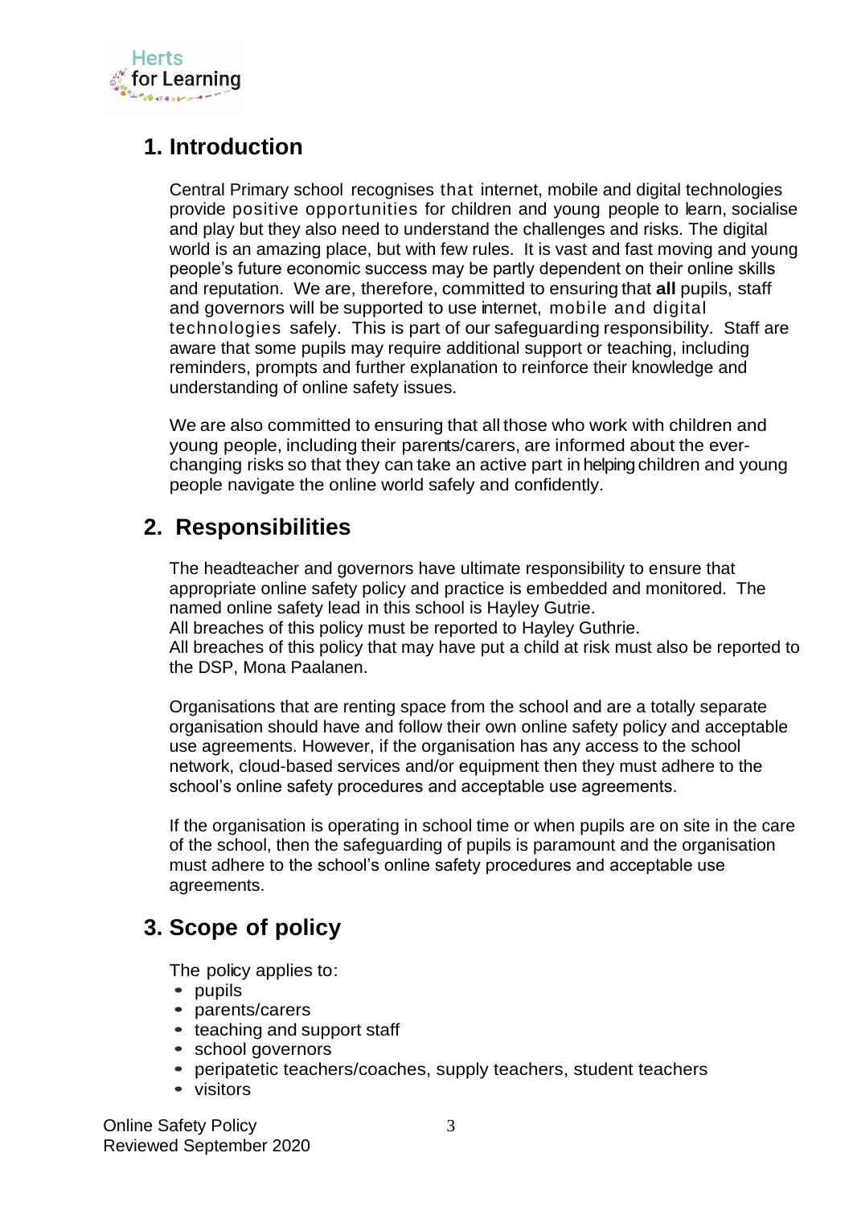## 1. Introduction

Central Primary school recognises that internet, mobile and digital technologies provide positive opportunities for children and young people to learn, socialise and play but they also need to understand the challenges and risks. The digital world is an amazing place, but with few rules. It is vast and fast moving and young people's future economic success may be partly dependent on their online skills and reputation. We are, therefore, committed to ensuring that **all** pupils, staff and governors will be supported to use internet, mobile and digital technologies safely. This is part of our safeguarding responsibility. Staff are aware that some pupils may require additional support or teaching, including reminders, prompts and further explanation to reinforce their knowledge and understanding of online safety issues.

We are also committed to ensuring that all those who work with children and young people, including their parents/carers, are informed about the ever-changing risks so that they can take an active part in helping children and young people navigate the online world safely and confidently.

## 2. Responsibilities

The headteacher and governors have ultimate responsibility to ensure that appropriate online safety policy and practice is embedded and monitored. The named online safety lead in this school is Hayley Gutrie.
All breaches of this policy must be reported to Hayley Guthrie.
All breaches of this policy that may have put a child at risk must also be reported to the DSP, Mona Paalanen.

Organisations that are renting space from the school and are a totally separate organisation should have and follow their own online safety policy and acceptable use agreements. However, if the organisation has any access to the school network, cloud-based services and/or equipment then they must adhere to the school's online safety procedures and acceptable use agreements.

If the organisation is operating in school time or when pupils are on site in the care of the school, then the safeguarding of pupils is paramount and the organisation must adhere to the school's online safety procedures and acceptable use agreements.

## 3. Scope of policy

The policy applies to:

- pupils
- parents/carers
- teaching and support staff
- school governors
- peripatetic teachers/coaches, supply teachers, student teachers
- visitors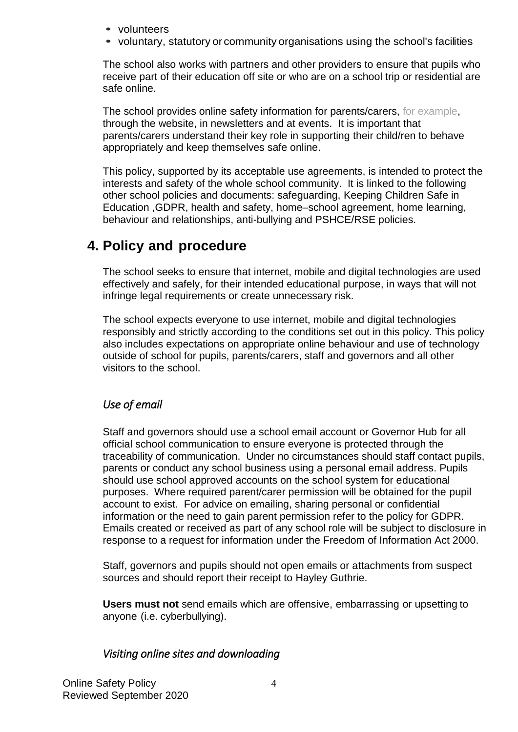- volunteers
- voluntary, statutory or community organisations using the school's facilities

The school also works with partners and other providers to ensure that pupils who receive part of their education off site or who are on a school trip or residential are safe online.

The school provides online safety information for parents/carers, for example, through the website, in newsletters and at events. It is important that parents/carers understand their key role in supporting their child/ren to behave appropriately and keep themselves safe online.

This policy, supported by its acceptable use agreements, is intended to protect the interests and safety of the whole school community. It is linked to the following other school policies and documents: safeguarding, Keeping Children Safe in Education ,GDPR, health and safety, home–school agreement, home learning, behaviour and relationships, anti-bullying and PSHCE/RSE policies.

## 4. Policy and procedure

The school seeks to ensure that internet, mobile and digital technologies are used effectively and safely, for their intended educational purpose, in ways that will not infringe legal requirements or create unnecessary risk.

The school expects everyone to use internet, mobile and digital technologies responsibly and strictly according to the conditions set out in this policy. This policy also includes expectations on appropriate online behaviour and use of technology outside of school for pupils, parents/carers, staff and governors and all other visitors to the school.

### *Use of email*

Staff and governors should use a school email account or Governor Hub for all official school communication to ensure everyone is protected through the traceability of communication. Under no circumstances should staff contact pupils, parents or conduct any school business using a personal email address. Pupils should use school approved accounts on the school system for educational purposes. Where required parent/carer permission will be obtained for the pupil account to exist. For advice on emailing, sharing personal or confidential information or the need to gain parent permission refer to the policy for GDPR. Emails created or received as part of any school role will be subject to disclosure in response to a request for information under the Freedom of Information Act 2000.

Staff, governors and pupils should not open emails or attachments from suspect sources and should report their receipt to Hayley Guthrie.

**Users must not** send emails which are offensive, embarrassing or upsetting to anyone (i.e. cyberbullying).

### *Visiting online sites and downloading*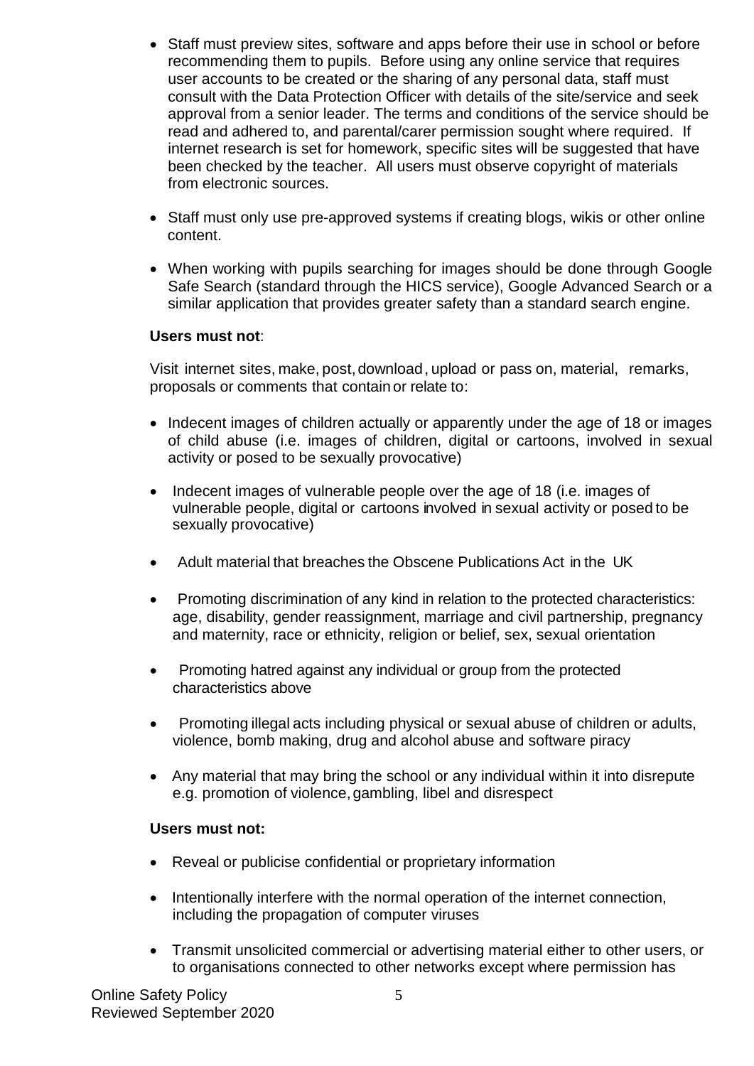- Staff must preview sites, software and apps before their use in school or before recommending them to pupils. Before using any online service that requires user accounts to be created or the sharing of any personal data, staff must consult with the Data Protection Officer with details of the site/service and seek approval from a senior leader. The terms and conditions of the service should be read and adhered to, and parental/carer permission sought where required. If internet research is set for homework, specific sites will be suggested that have been checked by the teacher. All users must observe copyright of materials from electronic sources.
- Staff must only use pre-approved systems if creating blogs, wikis or other online content.
- When working with pupils searching for images should be done through Google Safe Search (standard through the HICS service), Google Advanced Search or a similar application that provides greater safety than a standard search engine.

**Users must not**:

Visit internet sites, make, post, download, upload or pass on, material, remarks, proposals or comments that contain or relate to:

- Indecent images of children actually or apparently under the age of 18 or images of child abuse (i.e. images of children, digital or cartoons, involved in sexual activity or posed to be sexually provocative)
- Indecent images of vulnerable people over the age of 18 (i.e. images of vulnerable people, digital or cartoons involved in sexual activity or posed to be sexually provocative)
- Adult material that breaches the Obscene Publications Act in the UK
- Promoting discrimination of any kind in relation to the protected characteristics: age, disability, gender reassignment, marriage and civil partnership, pregnancy and maternity, race or ethnicity, religion or belief, sex, sexual orientation
- Promoting hatred against any individual or group from the protected characteristics above
- Promoting illegal acts including physical or sexual abuse of children or adults, violence, bomb making, drug and alcohol abuse and software piracy
- Any material that may bring the school or any individual within it into disrepute e.g. promotion of violence, gambling, libel and disrespect

**Users must not:**

- Reveal or publicise confidential or proprietary information
- Intentionally interfere with the normal operation of the internet connection, including the propagation of computer viruses
- Transmit unsolicited commercial or advertising material either to other users, or to organisations connected to other networks except where permission has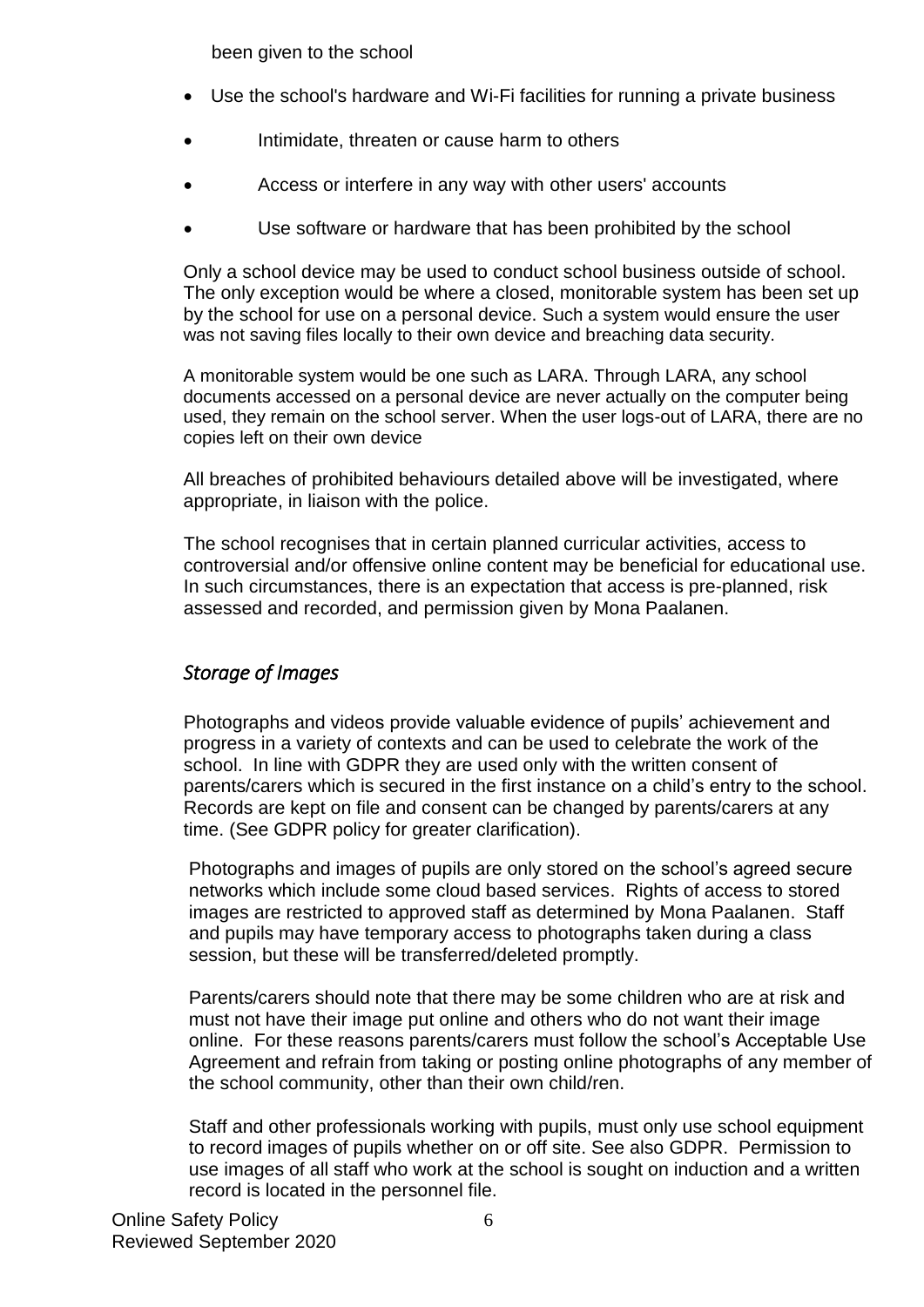been given to the school

- Use the school's hardware and Wi-Fi facilities for running a private business
- Intimidate, threaten or cause harm to others
- Access or interfere in any way with other users' accounts
- Use software or hardware that has been prohibited by the school

Only a school device may be used to conduct school business outside of school. The only exception would be where a closed, monitorable system has been set up by the school for use on a personal device. Such a system would ensure the user was not saving files locally to their own device and breaching data security.

A monitorable system would be one such as LARA. Through LARA, any school documents accessed on a personal device are never actually on the computer being used, they remain on the school server. When the user logs-out of LARA, there are no copies left on their own device

All breaches of prohibited behaviours detailed above will be investigated, where appropriate, in liaison with the police.

The school recognises that in certain planned curricular activities, access to controversial and/or offensive online content may be beneficial for educational use. In such circumstances, there is an expectation that access is pre-planned, risk assessed and recorded, and permission given by Mona Paalanen.

## *Storage of Images*

Photographs and videos provide valuable evidence of pupils' achievement and progress in a variety of contexts and can be used to celebrate the work of the school. In line with GDPR they are used only with the written consent of parents/carers which is secured in the first instance on a child's entry to the school. Records are kept on file and consent can be changed by parents/carers at any time. (See GDPR policy for greater clarification).

Photographs and images of pupils are only stored on the school's agreed secure networks which include some cloud based services. Rights of access to stored images are restricted to approved staff as determined by Mona Paalanen. Staff and pupils may have temporary access to photographs taken during a class session, but these will be transferred/deleted promptly.

Parents/carers should note that there may be some children who are at risk and must not have their image put online and others who do not want their image online. For these reasons parents/carers must follow the school's Acceptable Use Agreement and refrain from taking or posting online photographs of any member of the school community, other than their own child/ren.

Staff and other professionals working with pupils, must only use school equipment to record images of pupils whether on or off site. See also GDPR. Permission to use images of all staff who work at the school is sought on induction and a written record is located in the personnel file.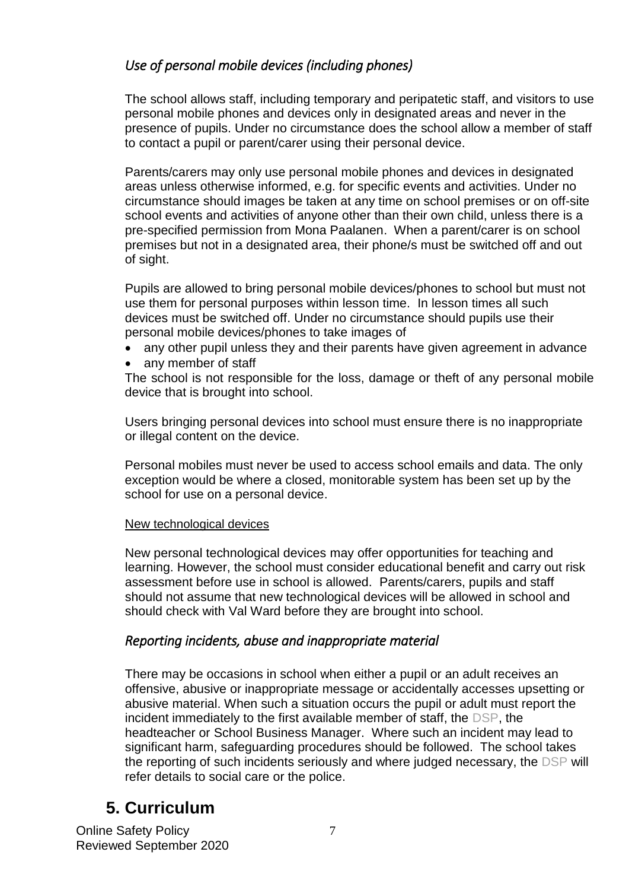### *Use of personal mobile devices (including phones)*

The school allows staff, including temporary and peripatetic staff, and visitors to use personal mobile phones and devices only in designated areas and never in the presence of pupils. Under no circumstance does the school allow a member of staff to contact a pupil or parent/carer using their personal device.

Parents/carers may only use personal mobile phones and devices in designated areas unless otherwise informed, e.g. for specific events and activities. Under no circumstance should images be taken at any time on school premises or on off-site school events and activities of anyone other than their own child, unless there is a pre-specified permission from Mona Paalanen. When a parent/carer is on school premises but not in a designated area, their phone/s must be switched off and out of sight.

Pupils are allowed to bring personal mobile devices/phones to school but must not use them for personal purposes within lesson time. In lesson times all such devices must be switched off. Under no circumstance should pupils use their personal mobile devices/phones to take images of

- any other pupil unless they and their parents have given agreement in advance
- any member of staff

The school is not responsible for the loss, damage or theft of any personal mobile device that is brought into school.

Users bringing personal devices into school must ensure there is no inappropriate or illegal content on the device.

Personal mobiles must never be used to access school emails and data. The only exception would be where a closed, monitorable system has been set up by the school for use on a personal device.

New technological devices

New personal technological devices may offer opportunities for teaching and learning. However, the school must consider educational benefit and carry out risk assessment before use in school is allowed. Parents/carers, pupils and staff should not assume that new technological devices will be allowed in school and should check with Val Ward before they are brought into school.

### *Reporting incidents, abuse and inappropriate material*

There may be occasions in school when either a pupil or an adult receives an offensive, abusive or inappropriate message or accidentally accesses upsetting or abusive material. When such a situation occurs the pupil or adult must report the incident immediately to the first available member of staff, the DSP, the headteacher or School Business Manager. Where such an incident may lead to significant harm, safeguarding procedures should be followed. The school takes the reporting of such incidents seriously and where judged necessary, the DSP will refer details to social care or the police.

## 5. Curriculum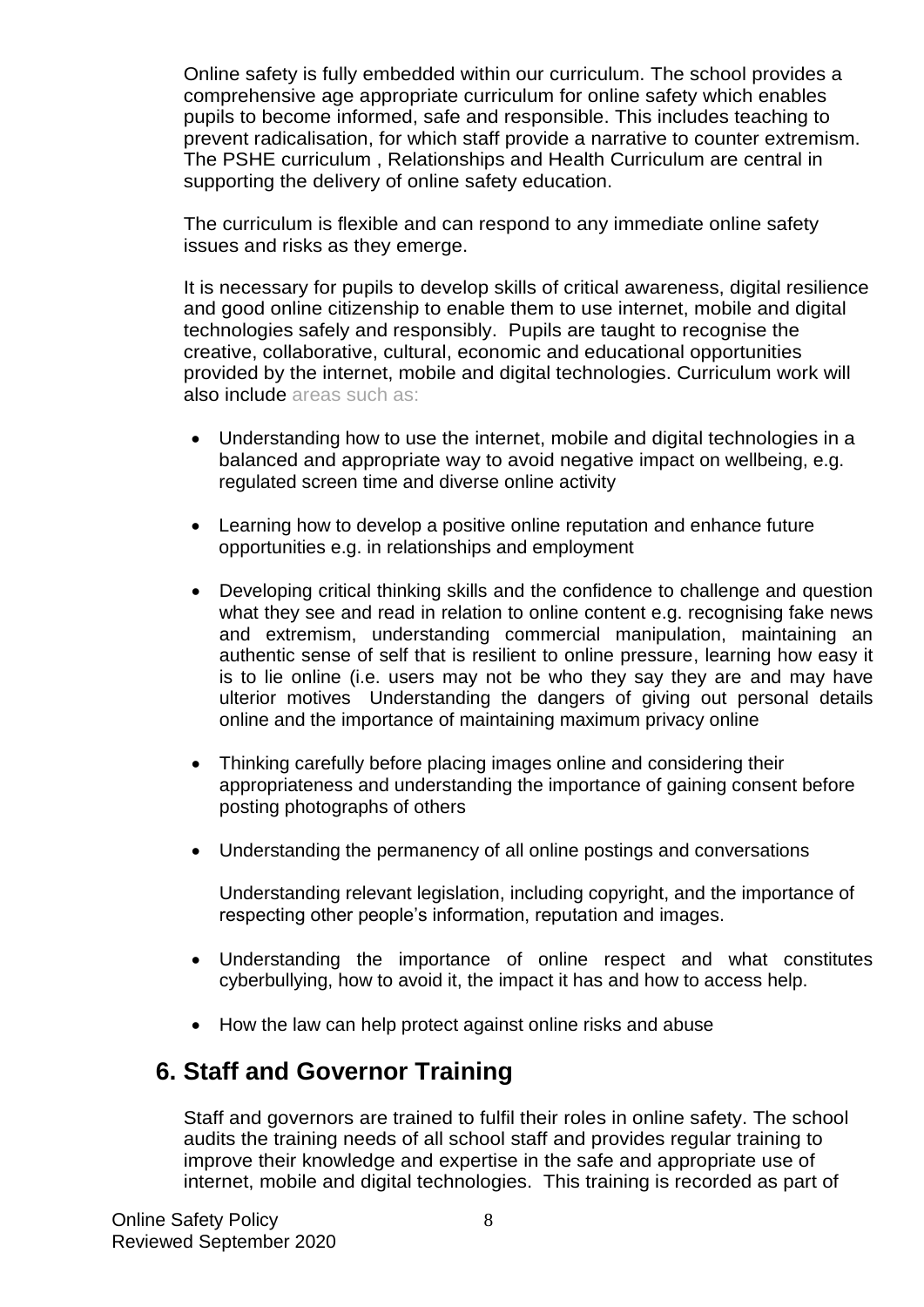Online safety is fully embedded within our curriculum. The school provides a comprehensive age appropriate curriculum for online safety which enables pupils to become informed, safe and responsible. This includes teaching to prevent radicalisation, for which staff provide a narrative to counter extremism. The PSHE curriculum , Relationships and Health Curriculum are central in supporting the delivery of online safety education.

The curriculum is flexible and can respond to any immediate online safety issues and risks as they emerge.

It is necessary for pupils to develop skills of critical awareness, digital resilience and good online citizenship to enable them to use internet, mobile and digital technologies safely and responsibly. Pupils are taught to recognise the creative, collaborative, cultural, economic and educational opportunities provided by the internet, mobile and digital technologies. Curriculum work will also include areas such as:

- Understanding how to use the internet, mobile and digital technologies in a balanced and appropriate way to avoid negative impact on wellbeing, e.g. regulated screen time and diverse online activity
- Learning how to develop a positive online reputation and enhance future opportunities e.g. in relationships and employment
- Developing critical thinking skills and the confidence to challenge and question what they see and read in relation to online content e.g. recognising fake news and extremism, understanding commercial manipulation, maintaining an authentic sense of self that is resilient to online pressure, learning how easy it is to lie online (i.e. users may not be who they say they are and may have ulterior motives Understanding the dangers of giving out personal details online and the importance of maintaining maximum privacy online
- Thinking carefully before placing images online and considering their appropriateness and understanding the importance of gaining consent before posting photographs of others
- Understanding the permanency of all online postings and conversations

  Understanding relevant legislation, including copyright, and the importance of respecting other people's information, reputation and images.
- Understanding the importance of online respect and what constitutes cyberbullying, how to avoid it, the impact it has and how to access help.
- How the law can help protect against online risks and abuse

## 6. Staff and Governor Training

Staff and governors are trained to fulfil their roles in online safety. The school audits the training needs of all school staff and provides regular training to improve their knowledge and expertise in the safe and appropriate use of internet, mobile and digital technologies. This training is recorded as part of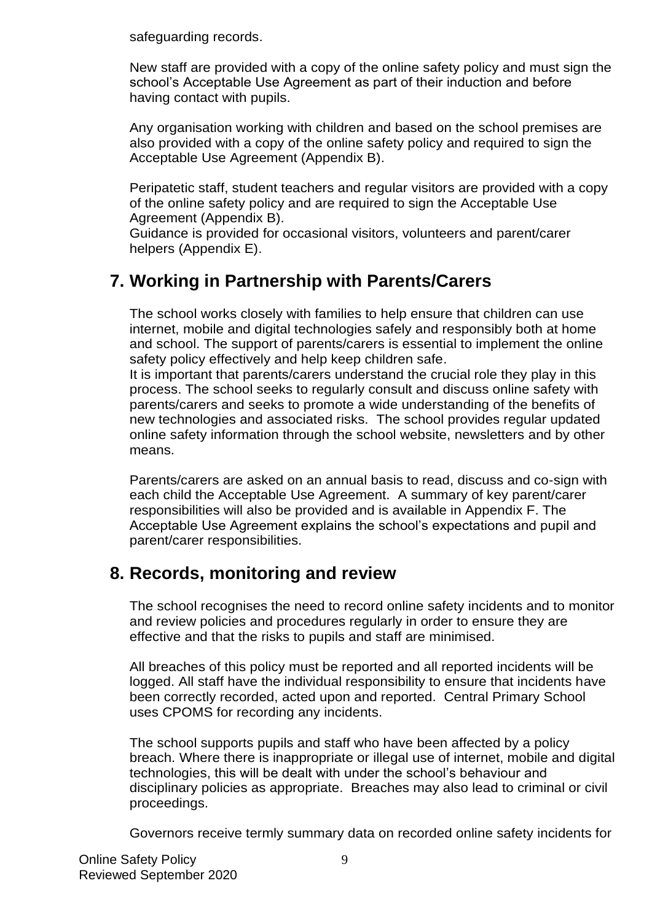safeguarding records.

New staff are provided with a copy of the online safety policy and must sign the school's Acceptable Use Agreement as part of their induction and before having contact with pupils.

Any organisation working with children and based on the school premises are also provided with a copy of the online safety policy and required to sign the Acceptable Use Agreement (Appendix B).

Peripatetic staff, student teachers and regular visitors are provided with a copy of the online safety policy and are required to sign the Acceptable Use Agreement (Appendix B).
Guidance is provided for occasional visitors, volunteers and parent/carer helpers (Appendix E).

## 7. Working in Partnership with Parents/Carers

The school works closely with families to help ensure that children can use internet, mobile and digital technologies safely and responsibly both at home and school. The support of parents/carers is essential to implement the online safety policy effectively and help keep children safe.
It is important that parents/carers understand the crucial role they play in this process. The school seeks to regularly consult and discuss online safety with parents/carers and seeks to promote a wide understanding of the benefits of new technologies and associated risks. The school provides regular updated online safety information through the school website, newsletters and by other means.

Parents/carers are asked on an annual basis to read, discuss and co-sign with each child the Acceptable Use Agreement. A summary of key parent/carer responsibilities will also be provided and is available in Appendix F. The Acceptable Use Agreement explains the school's expectations and pupil and parent/carer responsibilities.

## 8. Records, monitoring and review

The school recognises the need to record online safety incidents and to monitor and review policies and procedures regularly in order to ensure they are effective and that the risks to pupils and staff are minimised.

All breaches of this policy must be reported and all reported incidents will be logged. All staff have the individual responsibility to ensure that incidents have been correctly recorded, acted upon and reported. Central Primary School uses CPOMS for recording any incidents.

The school supports pupils and staff who have been affected by a policy breach. Where there is inappropriate or illegal use of internet, mobile and digital technologies, this will be dealt with under the school's behaviour and disciplinary policies as appropriate. Breaches may also lead to criminal or civil proceedings.

Governors receive termly summary data on recorded online safety incidents for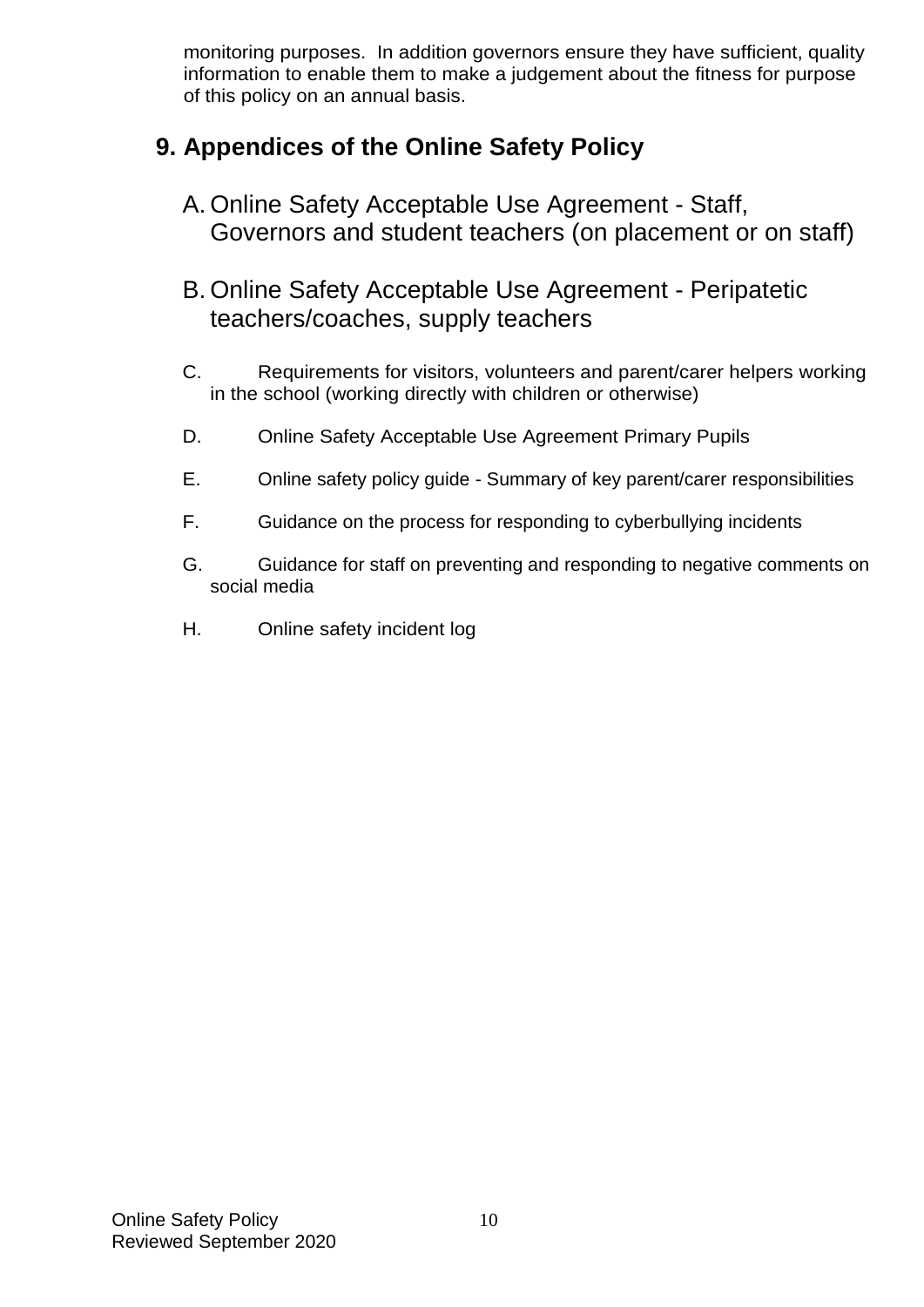monitoring purposes.  In addition governors ensure they have sufficient, quality information to enable them to make a judgement about the fitness for purpose of this policy on an annual basis.

## 9. Appendices of the Online Safety Policy

A. Online Safety Acceptable Use Agreement - Staff, Governors and student teachers (on placement or on staff)

B. Online Safety Acceptable Use Agreement - Peripatetic teachers/coaches, supply teachers

C. Requirements for visitors, volunteers and parent/carer helpers working in the school (working directly with children or otherwise)

D. Online Safety Acceptable Use Agreement Primary Pupils

E. Online safety policy guide - Summary of key parent/carer responsibilities

F. Guidance on the process for responding to cyberbullying incidents

G. Guidance for staff on preventing and responding to negative comments on social media

H. Online safety incident log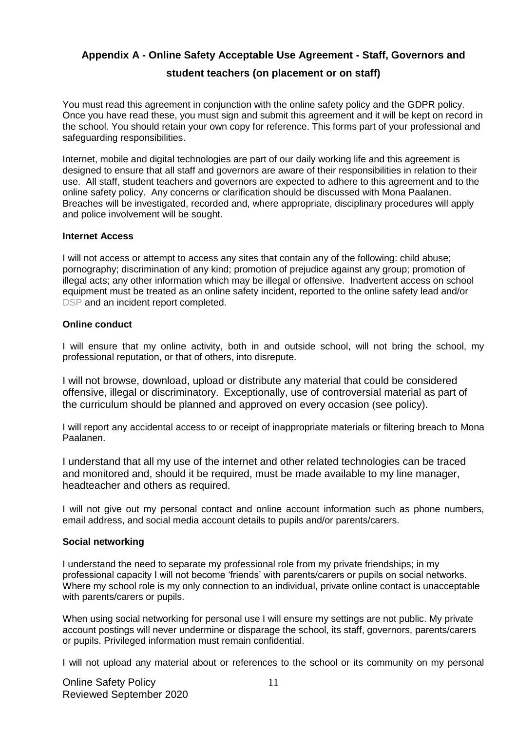## Appendix A - Online Safety Acceptable Use Agreement - Staff, Governors and student teachers (on placement or on staff)

You must read this agreement in conjunction with the online safety policy and the GDPR policy. Once you have read these, you must sign and submit this agreement and it will be kept on record in the school. You should retain your own copy for reference. This forms part of your professional and safeguarding responsibilities.

Internet, mobile and digital technologies are part of our daily working life and this agreement is designed to ensure that all staff and governors are aware of their responsibilities in relation to their use. All staff, student teachers and governors are expected to adhere to this agreement and to the online safety policy. Any concerns or clarification should be discussed with Mona Paalanen. Breaches will be investigated, recorded and, where appropriate, disciplinary procedures will apply and police involvement will be sought.

**Internet Access**

I will not access or attempt to access any sites that contain any of the following: child abuse; pornography; discrimination of any kind; promotion of prejudice against any group; promotion of illegal acts; any other information which may be illegal or offensive. Inadvertent access on school equipment must be treated as an online safety incident, reported to the online safety lead and/or DSP and an incident report completed.

**Online conduct**

I will ensure that my online activity, both in and outside school, will not bring the school, my professional reputation, or that of others, into disrepute.

I will not browse, download, upload or distribute any material that could be considered offensive, illegal or discriminatory. Exceptionally, use of controversial material as part of the curriculum should be planned and approved on every occasion (see policy).

I will report any accidental access to or receipt of inappropriate materials or filtering breach to Mona Paalanen.

I understand that all my use of the internet and other related technologies can be traced and monitored and, should it be required, must be made available to my line manager, headteacher and others as required.

I will not give out my personal contact and online account information such as phone numbers, email address, and social media account details to pupils and/or parents/carers.

**Social networking**

I understand the need to separate my professional role from my private friendships; in my professional capacity I will not become 'friends' with parents/carers or pupils on social networks. Where my school role is my only connection to an individual, private online contact is unacceptable with parents/carers or pupils.

When using social networking for personal use I will ensure my settings are not public. My private account postings will never undermine or disparage the school, its staff, governors, parents/carers or pupils. Privileged information must remain confidential.

I will not upload any material about or references to the school or its community on my personal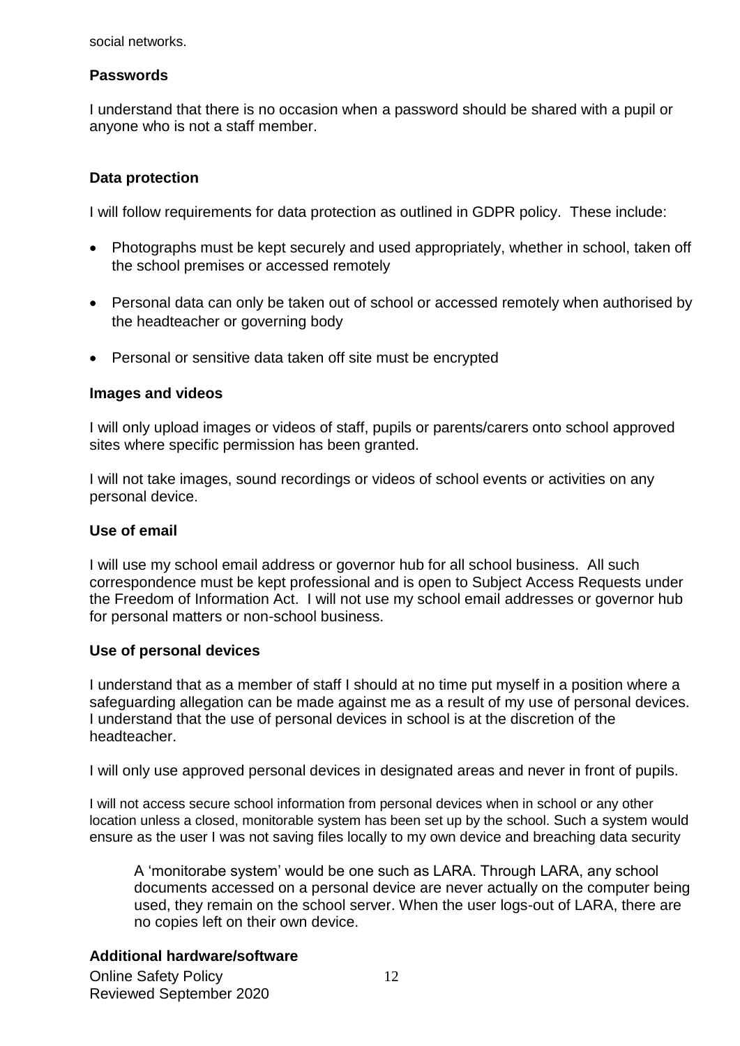social networks.

**Passwords**

I understand that there is no occasion when a password should be shared with a pupil or anyone who is not a staff member.

**Data protection**

I will follow requirements for data protection as outlined in GDPR policy. These include:

- Photographs must be kept securely and used appropriately, whether in school, taken off the school premises or accessed remotely
- Personal data can only be taken out of school or accessed remotely when authorised by the headteacher or governing body
- Personal or sensitive data taken off site must be encrypted

**Images and videos**

I will only upload images or videos of staff, pupils or parents/carers onto school approved sites where specific permission has been granted.

I will not take images, sound recordings or videos of school events or activities on any personal device.

**Use of email**

I will use my school email address or governor hub for all school business. All such correspondence must be kept professional and is open to Subject Access Requests under the Freedom of Information Act. I will not use my school email addresses or governor hub for personal matters or non-school business.

**Use of personal devices**

I understand that as a member of staff I should at no time put myself in a position where a safeguarding allegation can be made against me as a result of my use of personal devices. I understand that the use of personal devices in school is at the discretion of the headteacher.

I will only use approved personal devices in designated areas and never in front of pupils.

I will not access secure school information from personal devices when in school or any other location unless a closed, monitorable system has been set up by the school. Such a system would ensure as the user I was not saving files locally to my own device and breaching data security

> A 'monitorabe system' would be one such as LARA. Through LARA, any school documents accessed on a personal device are never actually on the computer being used, they remain on the school server. When the user logs-out of LARA, there are no copies left on their own device.

**Additional hardware/software**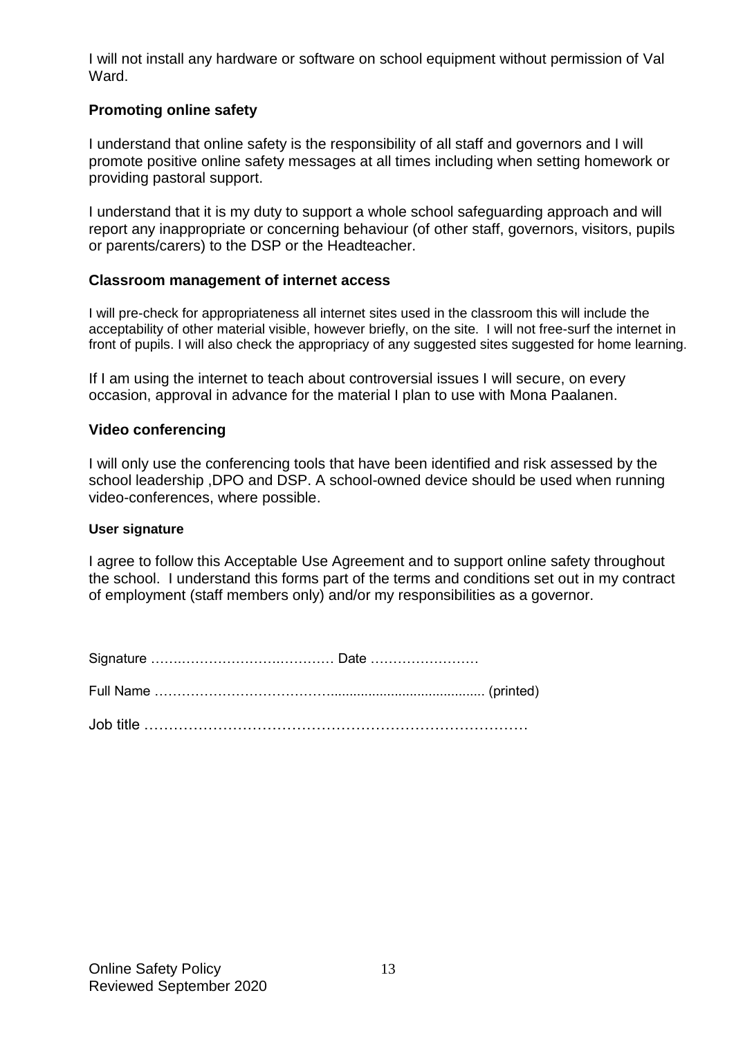I will not install any hardware or software on school equipment without permission of Val Ward.

### Promoting online safety

I understand that online safety is the responsibility of all staff and governors and I will promote positive online safety messages at all times including when setting homework or providing pastoral support.

I understand that it is my duty to support a whole school safeguarding approach and will report any inappropriate or concerning behaviour (of other staff, governors, visitors, pupils or parents/carers) to the DSP or the Headteacher.

### Classroom management of internet access

I will pre-check for appropriateness all internet sites used in the classroom this will include the acceptability of other material visible, however briefly, on the site. I will not free-surf the internet in front of pupils. I will also check the appropriacy of any suggested sites suggested for home learning.

If I am using the internet to teach about controversial issues I will secure, on every occasion, approval in advance for the material I plan to use with Mona Paalanen.

### Video conferencing

I will only use the conferencing tools that have been identified and risk assessed by the school leadership ,DPO and DSP. A school-owned device should be used when running video-conferences, where possible.

#### User signature

I agree to follow this Acceptable Use Agreement and to support online safety throughout the school. I understand this forms part of the terms and conditions set out in my contract of employment (staff members only) and/or my responsibilities as a governor.

Signature …………………………………… Date ……………………

Full Name ……………………………………........................................ (printed)

Job title ……………………………………………………………………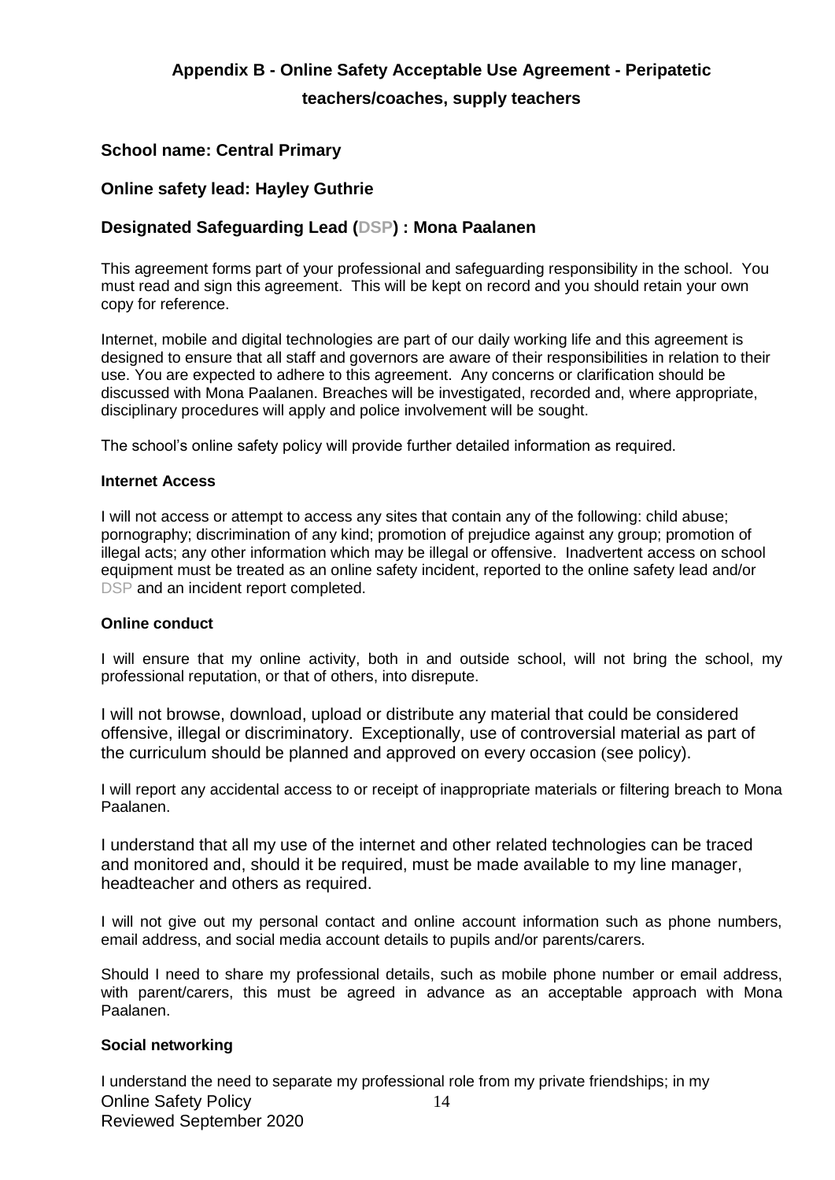## Appendix B - Online Safety Acceptable Use Agreement - Peripatetic teachers/coaches, supply teachers

### School name: Central Primary

### Online safety lead: Hayley Guthrie

### Designated Safeguarding Lead (DSP) : Mona Paalanen

This agreement forms part of your professional and safeguarding responsibility in the school. You must read and sign this agreement. This will be kept on record and you should retain your own copy for reference.

Internet, mobile and digital technologies are part of our daily working life and this agreement is designed to ensure that all staff and governors are aware of their responsibilities in relation to their use. You are expected to adhere to this agreement. Any concerns or clarification should be discussed with Mona Paalanen. Breaches will be investigated, recorded and, where appropriate, disciplinary procedures will apply and police involvement will be sought.

The school's online safety policy will provide further detailed information as required.

**Internet Access**

I will not access or attempt to access any sites that contain any of the following: child abuse; pornography; discrimination of any kind; promotion of prejudice against any group; promotion of illegal acts; any other information which may be illegal or offensive. Inadvertent access on school equipment must be treated as an online safety incident, reported to the online safety lead and/or DSP and an incident report completed.

**Online conduct**

I will ensure that my online activity, both in and outside school, will not bring the school, my professional reputation, or that of others, into disrepute.

I will not browse, download, upload or distribute any material that could be considered offensive, illegal or discriminatory. Exceptionally, use of controversial material as part of the curriculum should be planned and approved on every occasion (see policy).

I will report any accidental access to or receipt of inappropriate materials or filtering breach to Mona Paalanen.

I understand that all my use of the internet and other related technologies can be traced and monitored and, should it be required, must be made available to my line manager, headteacher and others as required.

I will not give out my personal contact and online account information such as phone numbers, email address, and social media account details to pupils and/or parents/carers.

Should I need to share my professional details, such as mobile phone number or email address, with parent/carers, this must be agreed in advance as an acceptable approach with Mona Paalanen.

**Social networking**

I understand the need to separate my professional role from my private friendships; in my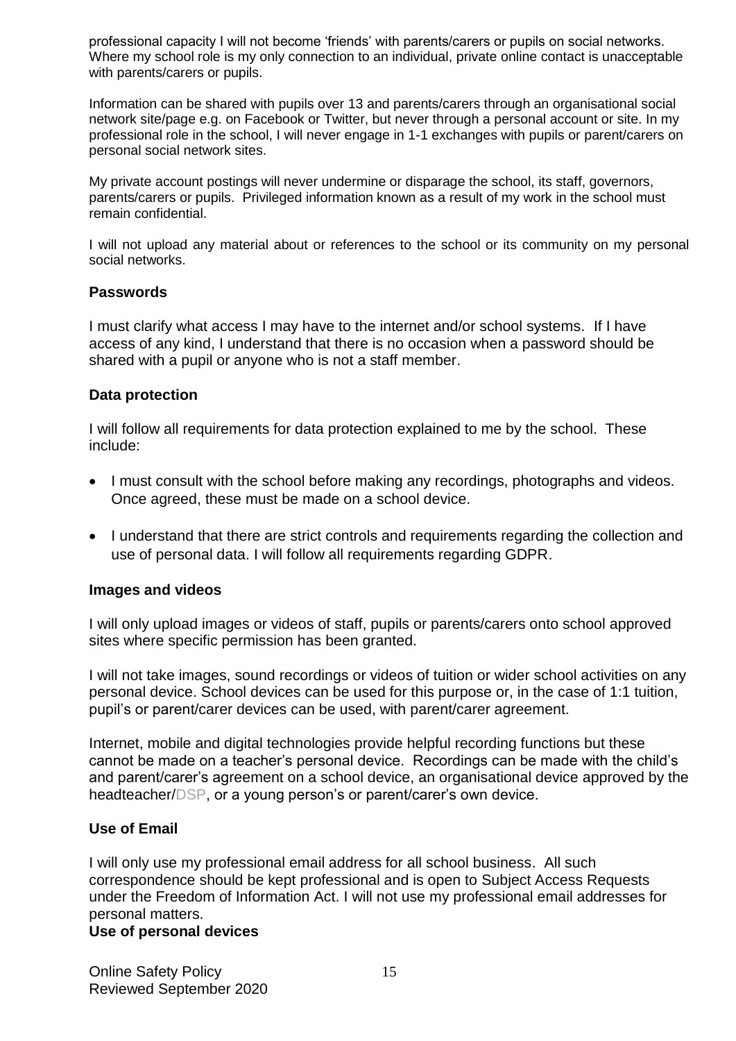professional capacity I will not become 'friends' with parents/carers or pupils on social networks. Where my school role is my only connection to an individual, private online contact is unacceptable with parents/carers or pupils.

Information can be shared with pupils over 13 and parents/carers through an organisational social network site/page e.g. on Facebook or Twitter, but never through a personal account or site. In my professional role in the school, I will never engage in 1-1 exchanges with pupils or parent/carers on personal social network sites.

My private account postings will never undermine or disparage the school, its staff, governors, parents/carers or pupils. Privileged information known as a result of my work in the school must remain confidential.

I will not upload any material about or references to the school or its community on my personal social networks.

### Passwords

I must clarify what access I may have to the internet and/or school systems. If I have access of any kind, I understand that there is no occasion when a password should be shared with a pupil or anyone who is not a staff member.

### Data protection

I will follow all requirements for data protection explained to me by the school. These include:

- I must consult with the school before making any recordings, photographs and videos. Once agreed, these must be made on a school device.
- I understand that there are strict controls and requirements regarding the collection and use of personal data. I will follow all requirements regarding GDPR.

### Images and videos

I will only upload images or videos of staff, pupils or parents/carers onto school approved sites where specific permission has been granted.

I will not take images, sound recordings or videos of tuition or wider school activities on any personal device. School devices can be used for this purpose or, in the case of 1:1 tuition, pupil's or parent/carer devices can be used, with parent/carer agreement.

Internet, mobile and digital technologies provide helpful recording functions but these cannot be made on a teacher's personal device. Recordings can be made with the child's and parent/carer's agreement on a school device, an organisational device approved by the headteacher/DSP, or a young person's or parent/carer's own device.

### Use of Email

I will only use my professional email address for all school business. All such correspondence should be kept professional and is open to Subject Access Requests under the Freedom of Information Act. I will not use my professional email addresses for personal matters.

### Use of personal devices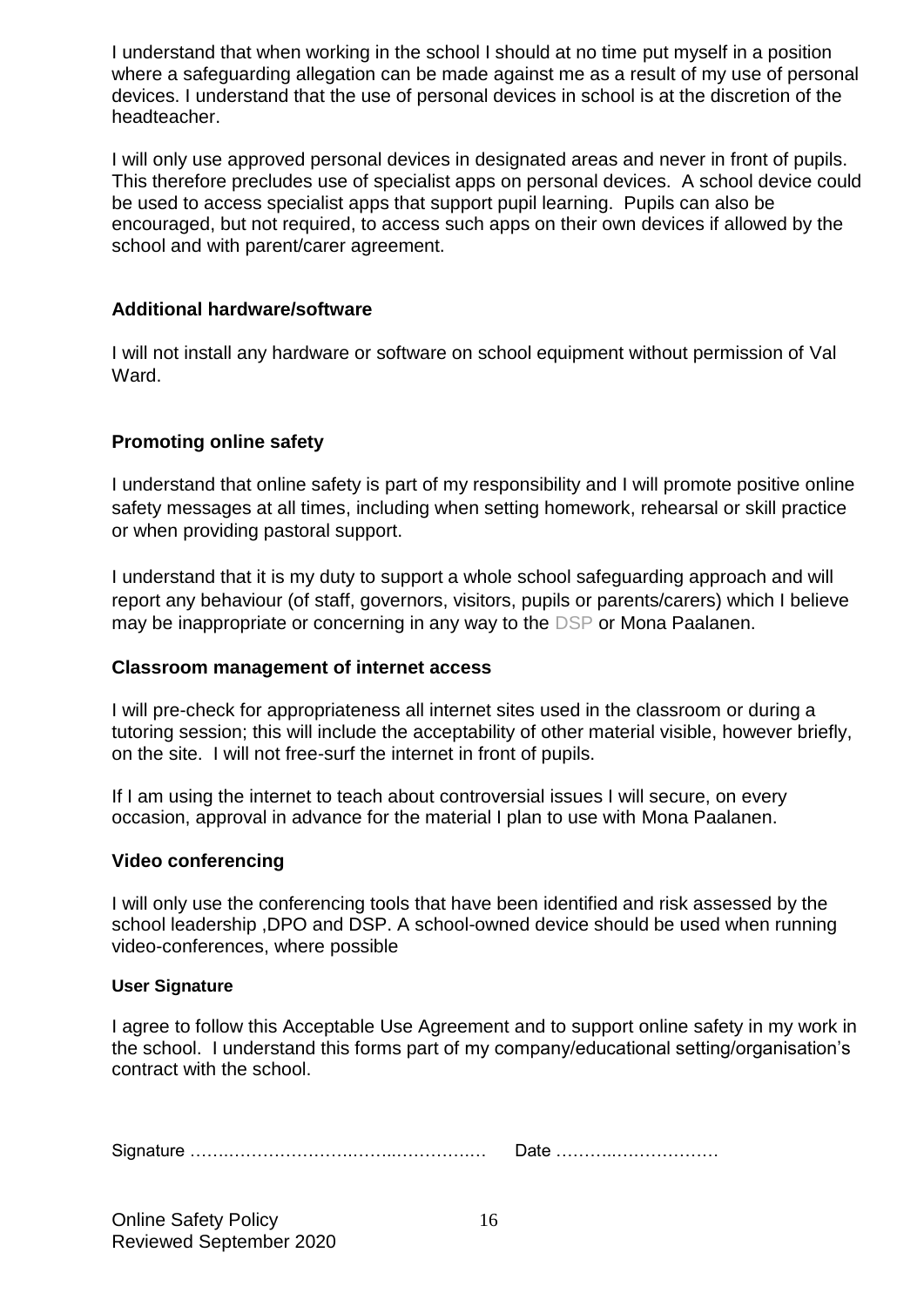I understand that when working in the school I should at no time put myself in a position where a safeguarding allegation can be made against me as a result of my use of personal devices. I understand that the use of personal devices in school is at the discretion of the headteacher.

I will only use approved personal devices in designated areas and never in front of pupils. This therefore precludes use of specialist apps on personal devices. A school device could be used to access specialist apps that support pupil learning. Pupils can also be encouraged, but not required, to access such apps on their own devices if allowed by the school and with parent/carer agreement.

### Additional hardware/software

I will not install any hardware or software on school equipment without permission of Val Ward.

### Promoting online safety

I understand that online safety is part of my responsibility and I will promote positive online safety messages at all times, including when setting homework, rehearsal or skill practice or when providing pastoral support.

I understand that it is my duty to support a whole school safeguarding approach and will report any behaviour (of staff, governors, visitors, pupils or parents/carers) which I believe may be inappropriate or concerning in any way to the DSP or Mona Paalanen.

### Classroom management of internet access

I will pre-check for appropriateness all internet sites used in the classroom or during a tutoring session; this will include the acceptability of other material visible, however briefly, on the site. I will not free-surf the internet in front of pupils.

If I am using the internet to teach about controversial issues I will secure, on every occasion, approval in advance for the material I plan to use with Mona Paalanen.

### Video conferencing

I will only use the conferencing tools that have been identified and risk assessed by the school leadership ,DPO and DSP. A school-owned device should be used when running video-conferences, where possible

#### User Signature

I agree to follow this Acceptable Use Agreement and to support online safety in my work in the school. I understand this forms part of my company/educational setting/organisation's contract with the school.

Signature ……………………………………………… Date ……………………………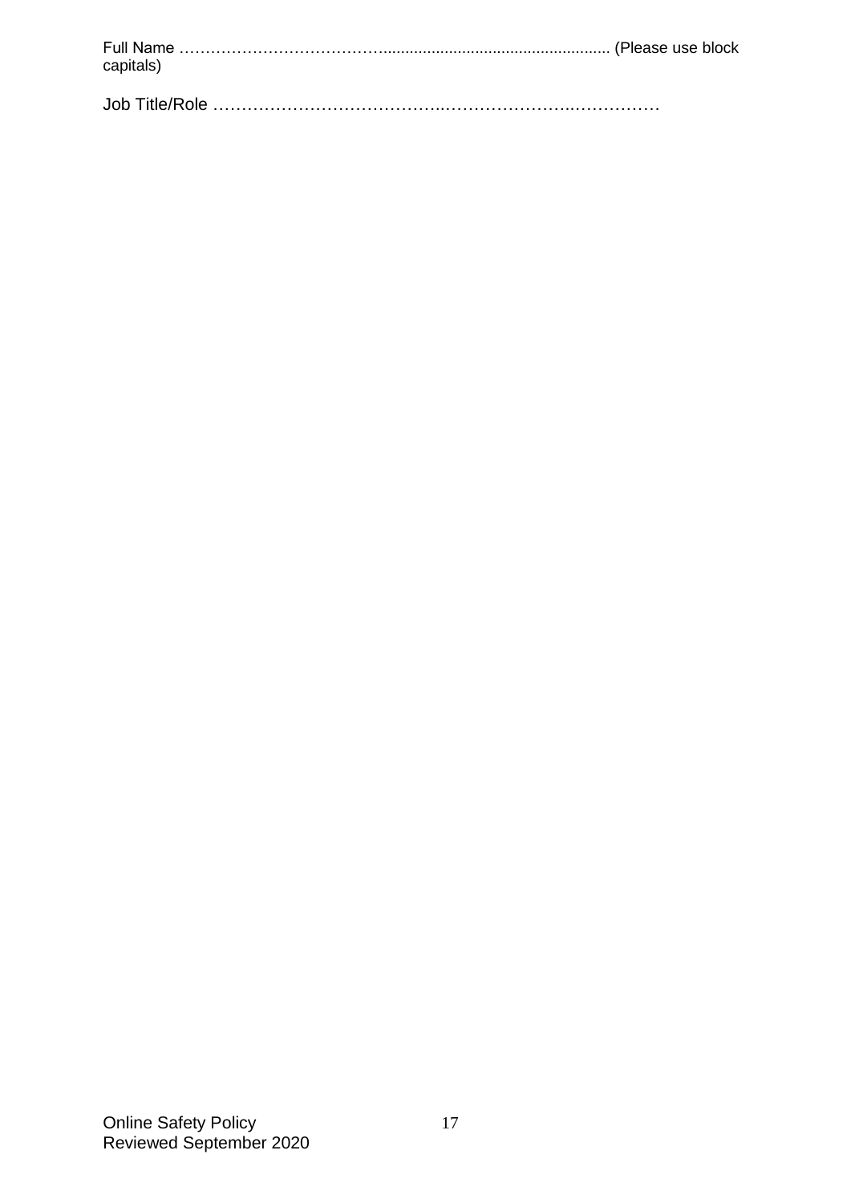Full Name …………………………………………………………………………… (Please use block capitals)

Job Title/Role ……………………………………………………………………………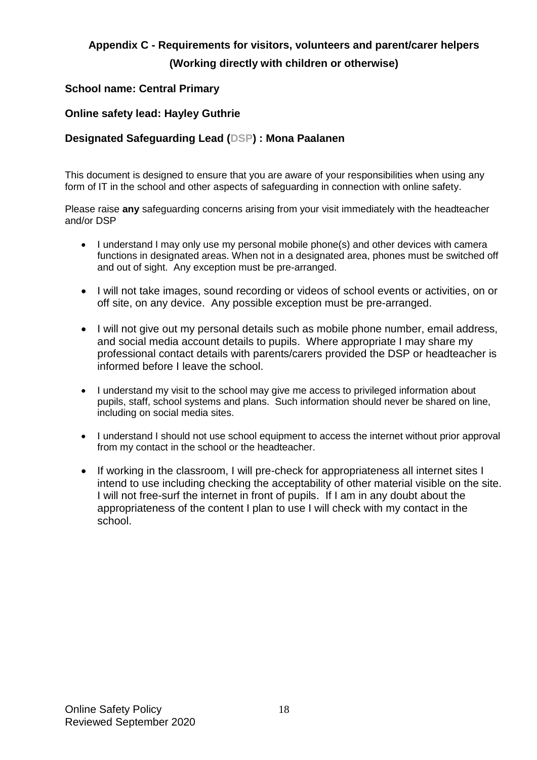## Appendix C - Requirements for visitors, volunteers and parent/carer helpers (Working directly with children or otherwise)

**School name: Central Primary**

**Online safety lead: Hayley Guthrie**

**Designated Safeguarding Lead (DSP) : Mona Paalanen**

This document is designed to ensure that you are aware of your responsibilities when using any form of IT in the school and other aspects of safeguarding in connection with online safety.

Please raise **any** safeguarding concerns arising from your visit immediately with the headteacher and/or DSP

- I understand I may only use my personal mobile phone(s) and other devices with camera functions in designated areas. When not in a designated area, phones must be switched off and out of sight. Any exception must be pre-arranged.
- I will not take images, sound recording or videos of school events or activities, on or off site, on any device. Any possible exception must be pre-arranged.
- I will not give out my personal details such as mobile phone number, email address, and social media account details to pupils. Where appropriate I may share my professional contact details with parents/carers provided the DSP or headteacher is informed before I leave the school.
- I understand my visit to the school may give me access to privileged information about pupils, staff, school systems and plans. Such information should never be shared on line, including on social media sites.
- I understand I should not use school equipment to access the internet without prior approval from my contact in the school or the headteacher.
- If working in the classroom, I will pre-check for appropriateness all internet sites I intend to use including checking the acceptability of other material visible on the site. I will not free-surf the internet in front of pupils. If I am in any doubt about the appropriateness of the content I plan to use I will check with my contact in the school.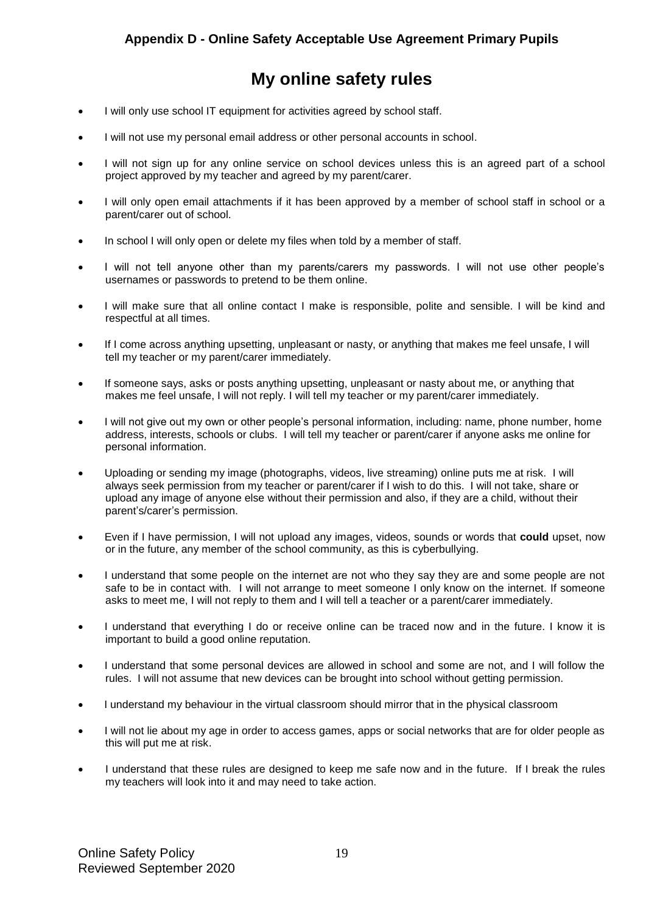## Appendix D - Online Safety Acceptable Use Agreement Primary Pupils

# My online safety rules

- I will only use school IT equipment for activities agreed by school staff.
- I will not use my personal email address or other personal accounts in school.
- I will not sign up for any online service on school devices unless this is an agreed part of a school project approved by my teacher and agreed by my parent/carer.
- I will only open email attachments if it has been approved by a member of school staff in school or a parent/carer out of school.
- In school I will only open or delete my files when told by a member of staff.
- I will not tell anyone other than my parents/carers my passwords. I will not use other people's usernames or passwords to pretend to be them online.
- I will make sure that all online contact I make is responsible, polite and sensible. I will be kind and respectful at all times.
- If I come across anything upsetting, unpleasant or nasty, or anything that makes me feel unsafe, I will tell my teacher or my parent/carer immediately.
- If someone says, asks or posts anything upsetting, unpleasant or nasty about me, or anything that makes me feel unsafe, I will not reply. I will tell my teacher or my parent/carer immediately.
- I will not give out my own or other people's personal information, including: name, phone number, home address, interests, schools or clubs. I will tell my teacher or parent/carer if anyone asks me online for personal information.
- Uploading or sending my image (photographs, videos, live streaming) online puts me at risk. I will always seek permission from my teacher or parent/carer if I wish to do this. I will not take, share or upload any image of anyone else without their permission and also, if they are a child, without their parent's/carer's permission.
- Even if I have permission, I will not upload any images, videos, sounds or words that **could** upset, now or in the future, any member of the school community, as this is cyberbullying.
- I understand that some people on the internet are not who they say they are and some people are not safe to be in contact with. I will not arrange to meet someone I only know on the internet. If someone asks to meet me, I will not reply to them and I will tell a teacher or a parent/carer immediately.
- I understand that everything I do or receive online can be traced now and in the future. I know it is important to build a good online reputation.
- I understand that some personal devices are allowed in school and some are not, and I will follow the rules. I will not assume that new devices can be brought into school without getting permission.
- I understand my behaviour in the virtual classroom should mirror that in the physical classroom
- I will not lie about my age in order to access games, apps or social networks that are for older people as this will put me at risk.
- I understand that these rules are designed to keep me safe now and in the future. If I break the rules my teachers will look into it and may need to take action.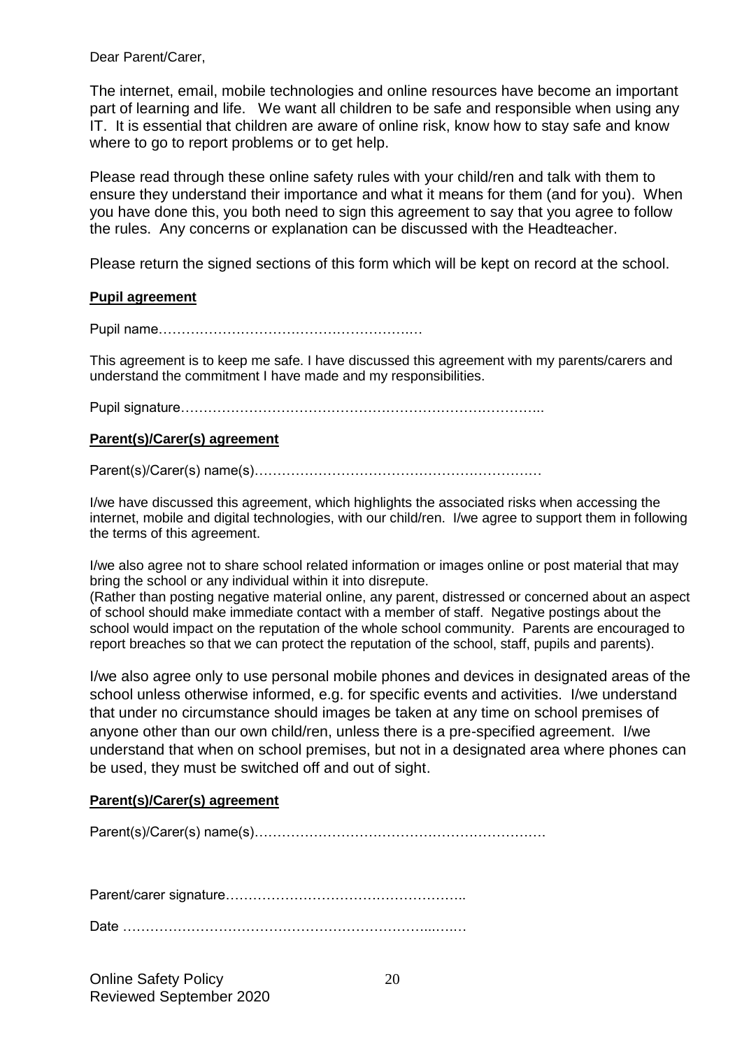Dear Parent/Carer,

The internet, email, mobile technologies and online resources have become an important part of learning and life. We want all children to be safe and responsible when using any IT. It is essential that children are aware of online risk, know how to stay safe and know where to go to report problems or to get help.

Please read through these online safety rules with your child/ren and talk with them to ensure they understand their importance and what it means for them (and for you). When you have done this, you both need to sign this agreement to say that you agree to follow the rules. Any concerns or explanation can be discussed with the Headteacher.

Please return the signed sections of this form which will be kept on record at the school.

**Pupil agreement**

Pupil name…………………………………………………

This agreement is to keep me safe. I have discussed this agreement with my parents/carers and understand the commitment I have made and my responsibilities.

Pupil signature……………………………………………………………………..

**Parent(s)/Carer(s) agreement**

Parent(s)/Carer(s) name(s)………………………………………………………

I/we have discussed this agreement, which highlights the associated risks when accessing the internet, mobile and digital technologies, with our child/ren. I/we agree to support them in following the terms of this agreement.

I/we also agree not to share school related information or images online or post material that may bring the school or any individual within it into disrepute.
(Rather than posting negative material online, any parent, distressed or concerned about an aspect of school should make immediate contact with a member of staff. Negative postings about the school would impact on the reputation of the whole school community. Parents are encouraged to report breaches so that we can protect the reputation of the school, staff, pupils and parents).

I/we also agree only to use personal mobile phones and devices in designated areas of the school unless otherwise informed, e.g. for specific events and activities. I/we understand that under no circumstance should images be taken at any time on school premises of anyone other than our own child/ren, unless there is a pre-specified agreement. I/we understand that when on school premises, but not in a designated area where phones can be used, they must be switched off and out of sight.

**Parent(s)/Carer(s) agreement**

Parent(s)/Carer(s) name(s)……………………………………………………….

Parent/carer signature……………………………………………..

Date ……………………………………………………………..…..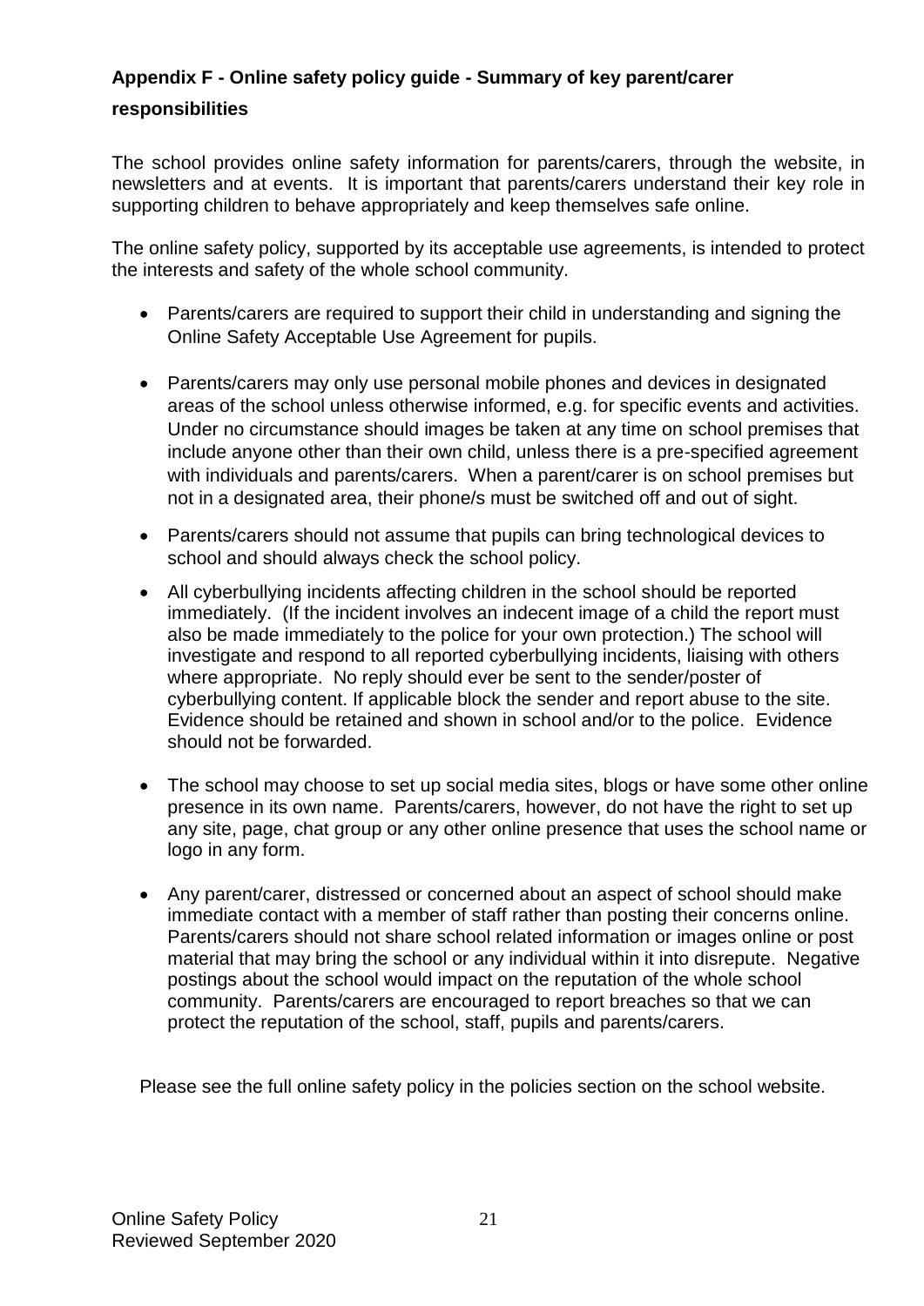## Appendix F - Online safety policy guide - Summary of key parent/carer responsibilities

The school provides online safety information for parents/carers, through the website, in newsletters and at events. It is important that parents/carers understand their key role in supporting children to behave appropriately and keep themselves safe online.

The online safety policy, supported by its acceptable use agreements, is intended to protect the interests and safety of the whole school community.

- Parents/carers are required to support their child in understanding and signing the Online Safety Acceptable Use Agreement for pupils.
- Parents/carers may only use personal mobile phones and devices in designated areas of the school unless otherwise informed, e.g. for specific events and activities. Under no circumstance should images be taken at any time on school premises that include anyone other than their own child, unless there is a pre-specified agreement with individuals and parents/carers. When a parent/carer is on school premises but not in a designated area, their phone/s must be switched off and out of sight.
- Parents/carers should not assume that pupils can bring technological devices to school and should always check the school policy.
- All cyberbullying incidents affecting children in the school should be reported immediately. (If the incident involves an indecent image of a child the report must also be made immediately to the police for your own protection.) The school will investigate and respond to all reported cyberbullying incidents, liaising with others where appropriate. No reply should ever be sent to the sender/poster of cyberbullying content. If applicable block the sender and report abuse to the site. Evidence should be retained and shown in school and/or to the police. Evidence should not be forwarded.
- The school may choose to set up social media sites, blogs or have some other online presence in its own name. Parents/carers, however, do not have the right to set up any site, page, chat group or any other online presence that uses the school name or logo in any form.
- Any parent/carer, distressed or concerned about an aspect of school should make immediate contact with a member of staff rather than posting their concerns online. Parents/carers should not share school related information or images online or post material that may bring the school or any individual within it into disrepute. Negative postings about the school would impact on the reputation of the whole school community. Parents/carers are encouraged to report breaches so that we can protect the reputation of the school, staff, pupils and parents/carers.

Please see the full online safety policy in the policies section on the school website.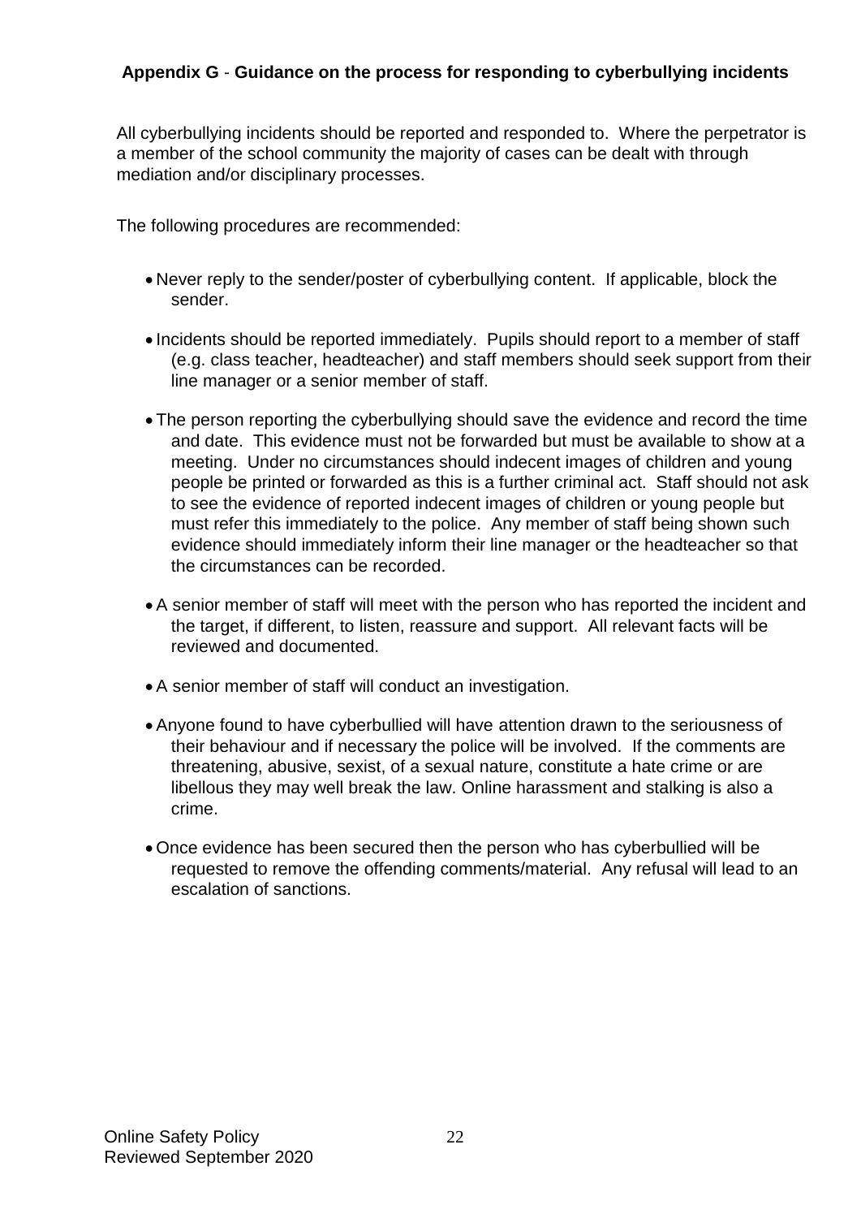## Appendix G - Guidance on the process for responding to cyberbullying incidents

All cyberbullying incidents should be reported and responded to. Where the perpetrator is a member of the school community the majority of cases can be dealt with through mediation and/or disciplinary processes.

The following procedures are recommended:

- Never reply to the sender/poster of cyberbullying content. If applicable, block the sender.
- Incidents should be reported immediately. Pupils should report to a member of staff (e.g. class teacher, headteacher) and staff members should seek support from their line manager or a senior member of staff.
- The person reporting the cyberbullying should save the evidence and record the time and date. This evidence must not be forwarded but must be available to show at a meeting. Under no circumstances should indecent images of children and young people be printed or forwarded as this is a further criminal act. Staff should not ask to see the evidence of reported indecent images of children or young people but must refer this immediately to the police. Any member of staff being shown such evidence should immediately inform their line manager or the headteacher so that the circumstances can be recorded.
- A senior member of staff will meet with the person who has reported the incident and the target, if different, to listen, reassure and support. All relevant facts will be reviewed and documented.
- A senior member of staff will conduct an investigation.
- Anyone found to have cyberbullied will have attention drawn to the seriousness of their behaviour and if necessary the police will be involved. If the comments are threatening, abusive, sexist, of a sexual nature, constitute a hate crime or are libellous they may well break the law. Online harassment and stalking is also a crime.
- Once evidence has been secured then the person who has cyberbullied will be requested to remove the offending comments/material. Any refusal will lead to an escalation of sanctions.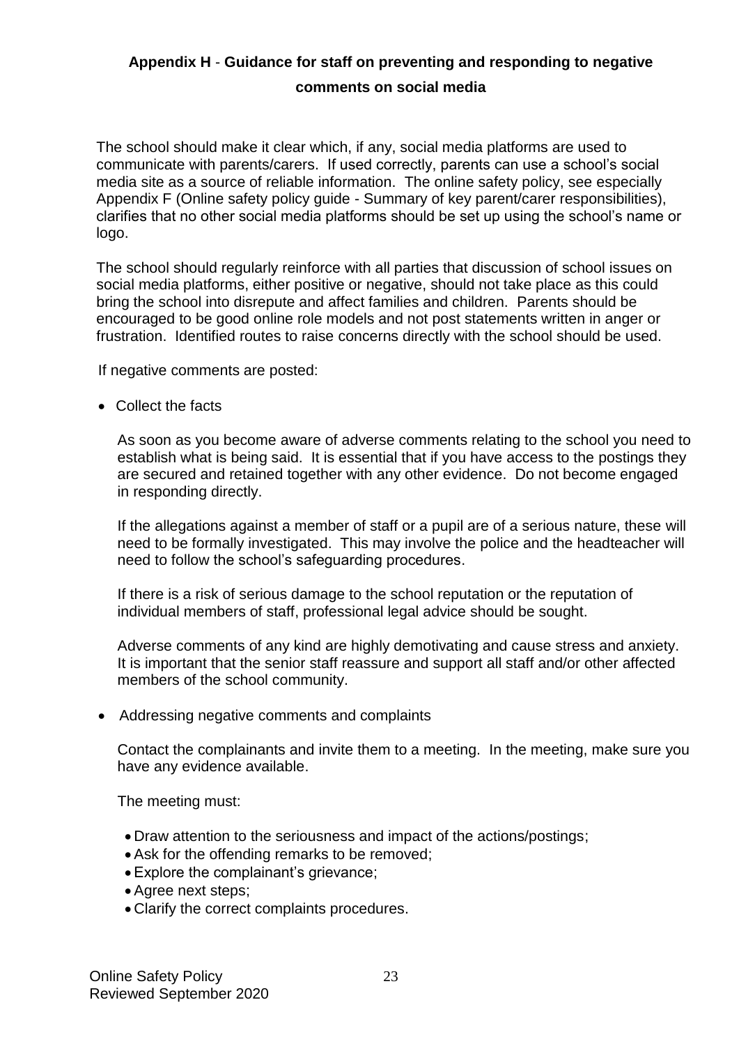## Appendix H - Guidance for staff on preventing and responding to negative comments on social media

The school should make it clear which, if any, social media platforms are used to communicate with parents/carers. If used correctly, parents can use a school's social media site as a source of reliable information. The online safety policy, see especially Appendix F (Online safety policy guide - Summary of key parent/carer responsibilities), clarifies that no other social media platforms should be set up using the school's name or logo.

The school should regularly reinforce with all parties that discussion of school issues on social media platforms, either positive or negative, should not take place as this could bring the school into disrepute and affect families and children. Parents should be encouraged to be good online role models and not post statements written in anger or frustration. Identified routes to raise concerns directly with the school should be used.

If negative comments are posted:

- Collect the facts

  As soon as you become aware of adverse comments relating to the school you need to establish what is being said. It is essential that if you have access to the postings they are secured and retained together with any other evidence. Do not become engaged in responding directly.

  If the allegations against a member of staff or a pupil are of a serious nature, these will need to be formally investigated. This may involve the police and the headteacher will need to follow the school's safeguarding procedures.

  If there is a risk of serious damage to the school reputation or the reputation of individual members of staff, professional legal advice should be sought.

  Adverse comments of any kind are highly demotivating and cause stress and anxiety. It is important that the senior staff reassure and support all staff and/or other affected members of the school community.

- Addressing negative comments and complaints

  Contact the complainants and invite them to a meeting. In the meeting, make sure you have any evidence available.

  The meeting must:

  - Draw attention to the seriousness and impact of the actions/postings;
  - Ask for the offending remarks to be removed;
  - Explore the complainant's grievance;
  - Agree next steps;
  - Clarify the correct complaints procedures.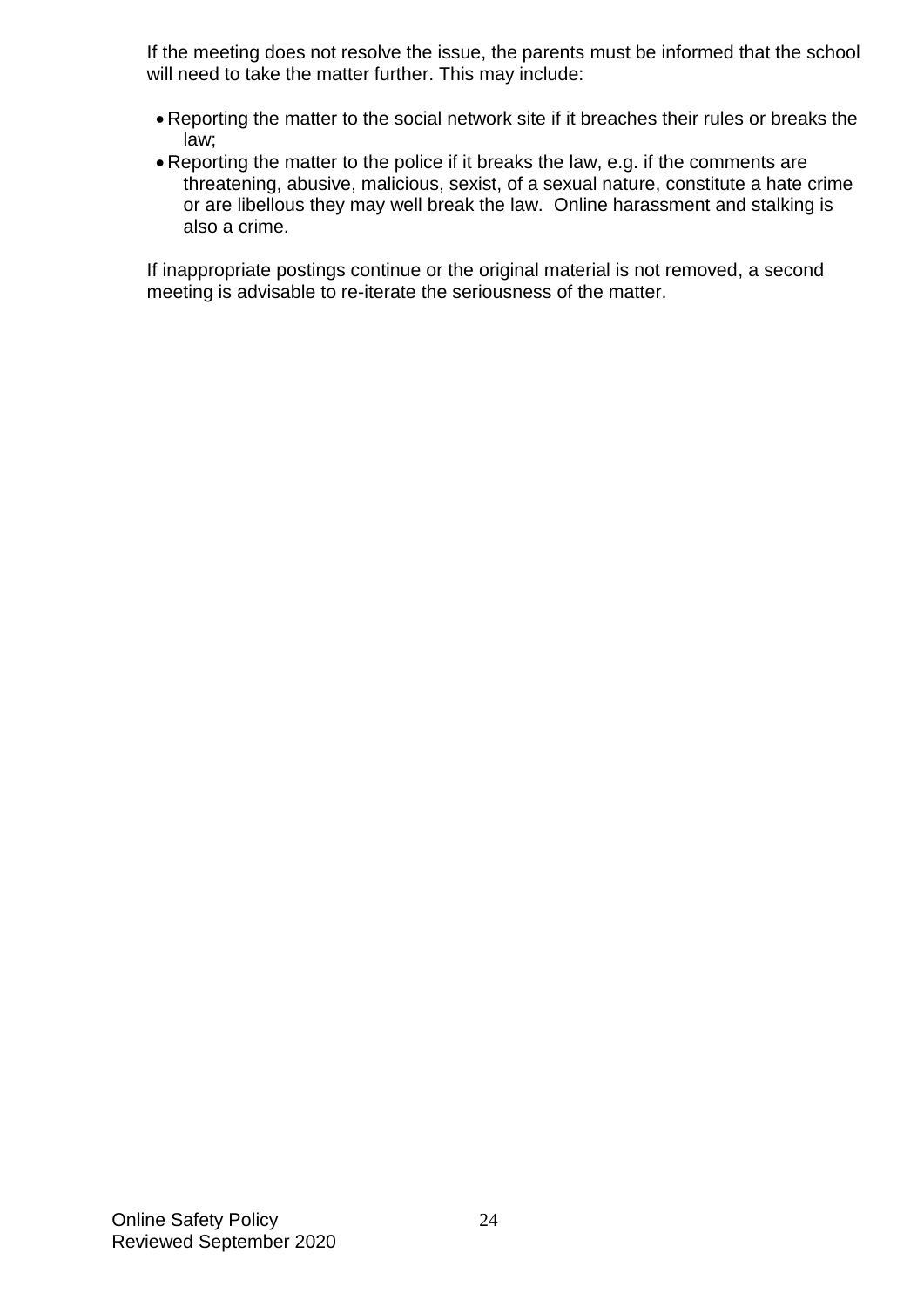If the meeting does not resolve the issue, the parents must be informed that the school will need to take the matter further. This may include:

- Reporting the matter to the social network site if it breaches their rules or breaks the law;
- Reporting the matter to the police if it breaks the law, e.g. if the comments are threatening, abusive, malicious, sexist, of a sexual nature, constitute a hate crime or are libellous they may well break the law. Online harassment and stalking is also a crime.

If inappropriate postings continue or the original material is not removed, a second meeting is advisable to re-iterate the seriousness of the matter.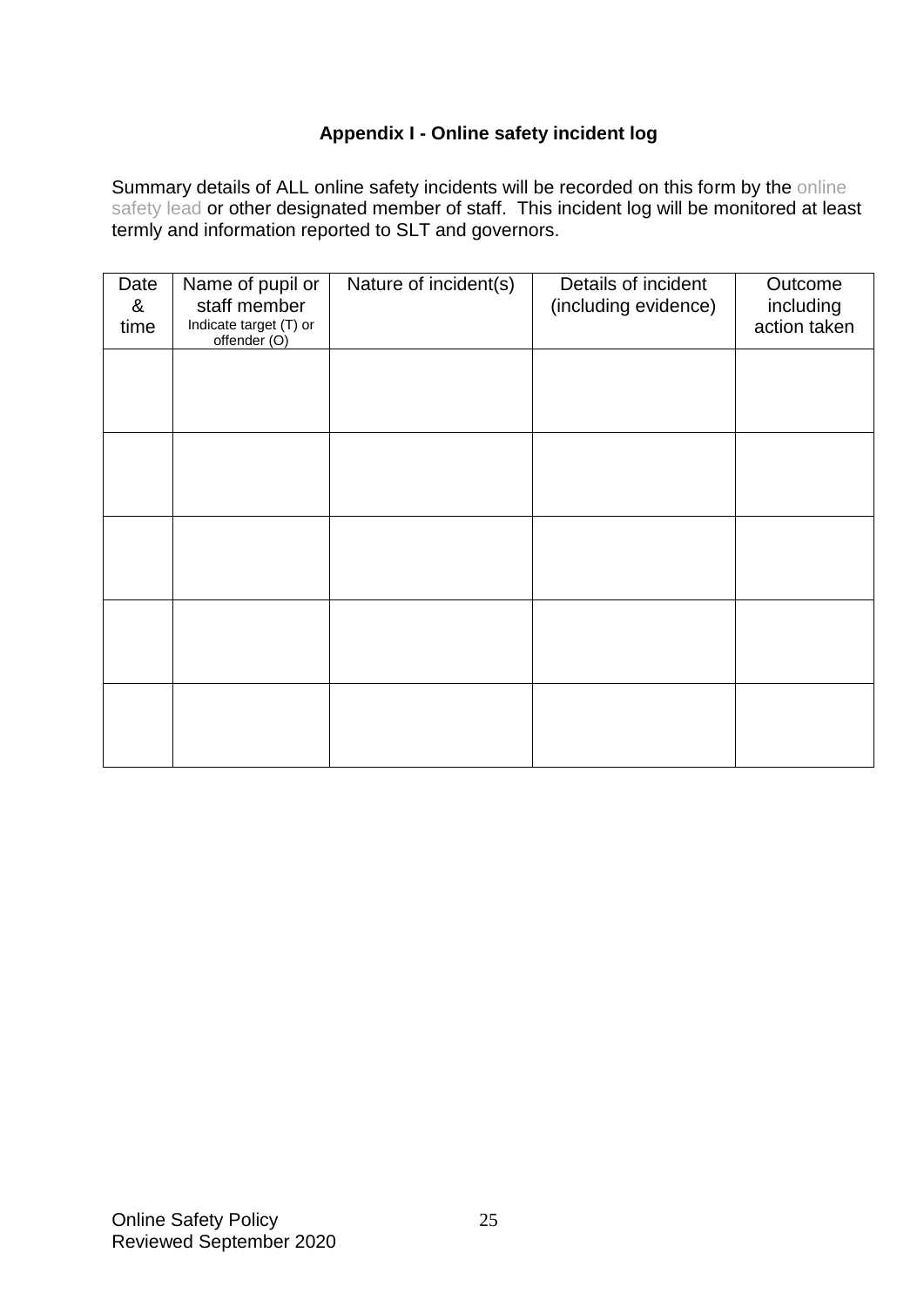### Appendix I - Online safety incident log

Summary details of ALL online safety incidents will be recorded on this form by the online safety lead or other designated member of staff. This incident log will be monitored at least termly and information reported to SLT and governors.

| Date & time | Name of pupil or staff member<br>Indicate target (T) or offender (O) | Nature of incident(s) | Details of incident (including evidence) | Outcome including action taken |
|---|---|---|---|---|
| | | | | |
| | | | | |
| | | | | |
| | | | | |
| | | | | |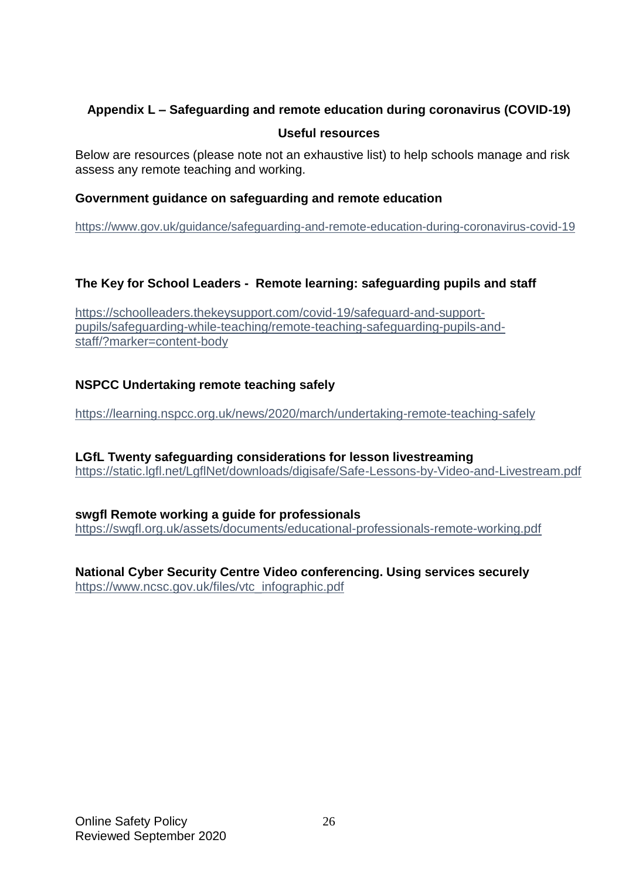## Appendix L – Safeguarding and remote education during coronavirus (COVID-19)

### Useful resources

Below are resources (please note not an exhaustive list) to help schools manage and risk assess any remote teaching and working.

**Government guidance on safeguarding and remote education**

https://www.gov.uk/guidance/safeguarding-and-remote-education-during-coronavirus-covid-19

**The Key for School Leaders - Remote learning: safeguarding pupils and staff**

https://schoolleaders.thekeysupport.com/covid-19/safeguard-and-support-pupils/safeguarding-while-teaching/remote-teaching-safeguarding-pupils-and-staff/?marker=content-body

**NSPCC Undertaking remote teaching safely**

https://learning.nspcc.org.uk/news/2020/march/undertaking-remote-teaching-safely

**LGfL Twenty safeguarding considerations for lesson livestreaming**
https://static.lgfl.net/LgflNet/downloads/digisafe/Safe-Lessons-by-Video-and-Livestream.pdf

**swgfl Remote working a guide for professionals**
https://swgfl.org.uk/assets/documents/educational-professionals-remote-working.pdf

**National Cyber Security Centre Video conferencing. Using services securely**
https://www.ncsc.gov.uk/files/vtc_infographic.pdf